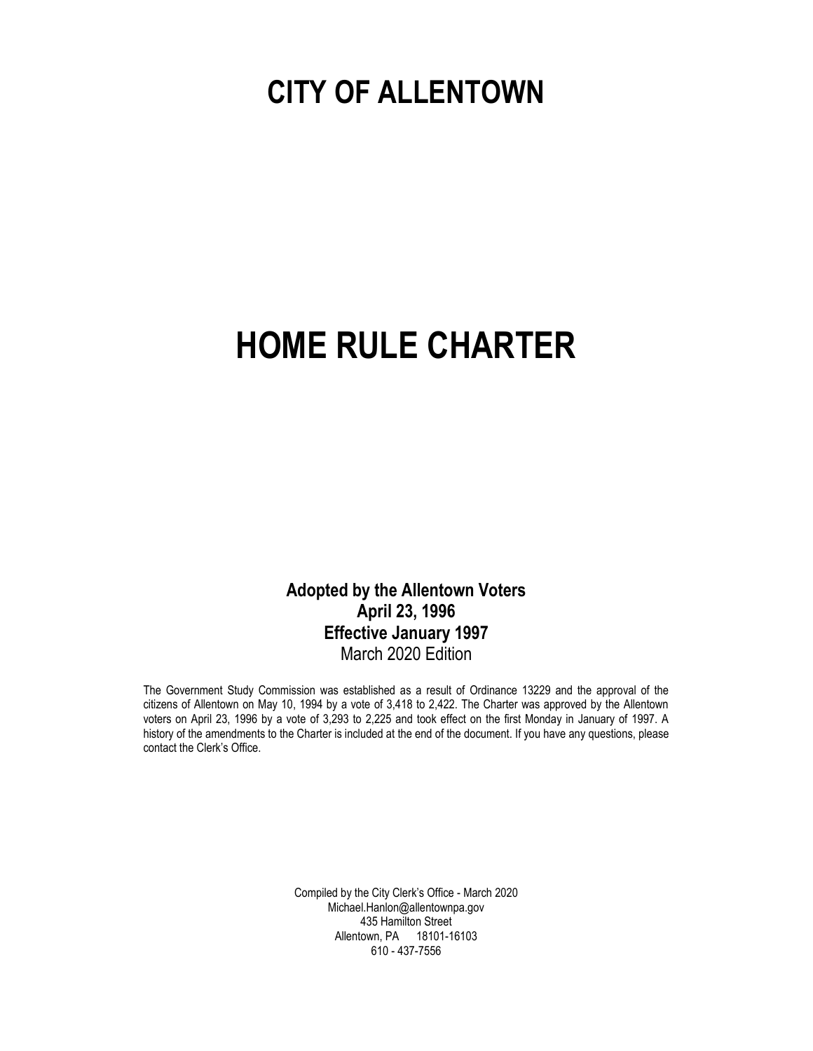# CITY OF ALLENTOWN

# HOME RULE CHARTER

**Adopted by the Allentown Voters**
**April 23, 1996**
**Effective January 1997**
March 2020 Edition

The Government Study Commission was established as a result of Ordinance 13229 and the approval of the citizens of Allentown on May 10, 1994 by a vote of 3,418 to 2,422. The Charter was approved by the Allentown voters on April 23, 1996 by a vote of 3,293 to 2,225 and took effect on the first Monday in January of 1997. A history of the amendments to the Charter is included at the end of the document. If you have any questions, please contact the Clerk's Office.

Compiled by the City Clerk's Office - March 2020
Michael.Hanlon@allentownpa.gov
435 Hamilton Street
Allentown, PA 18101-16103
610 - 437-7556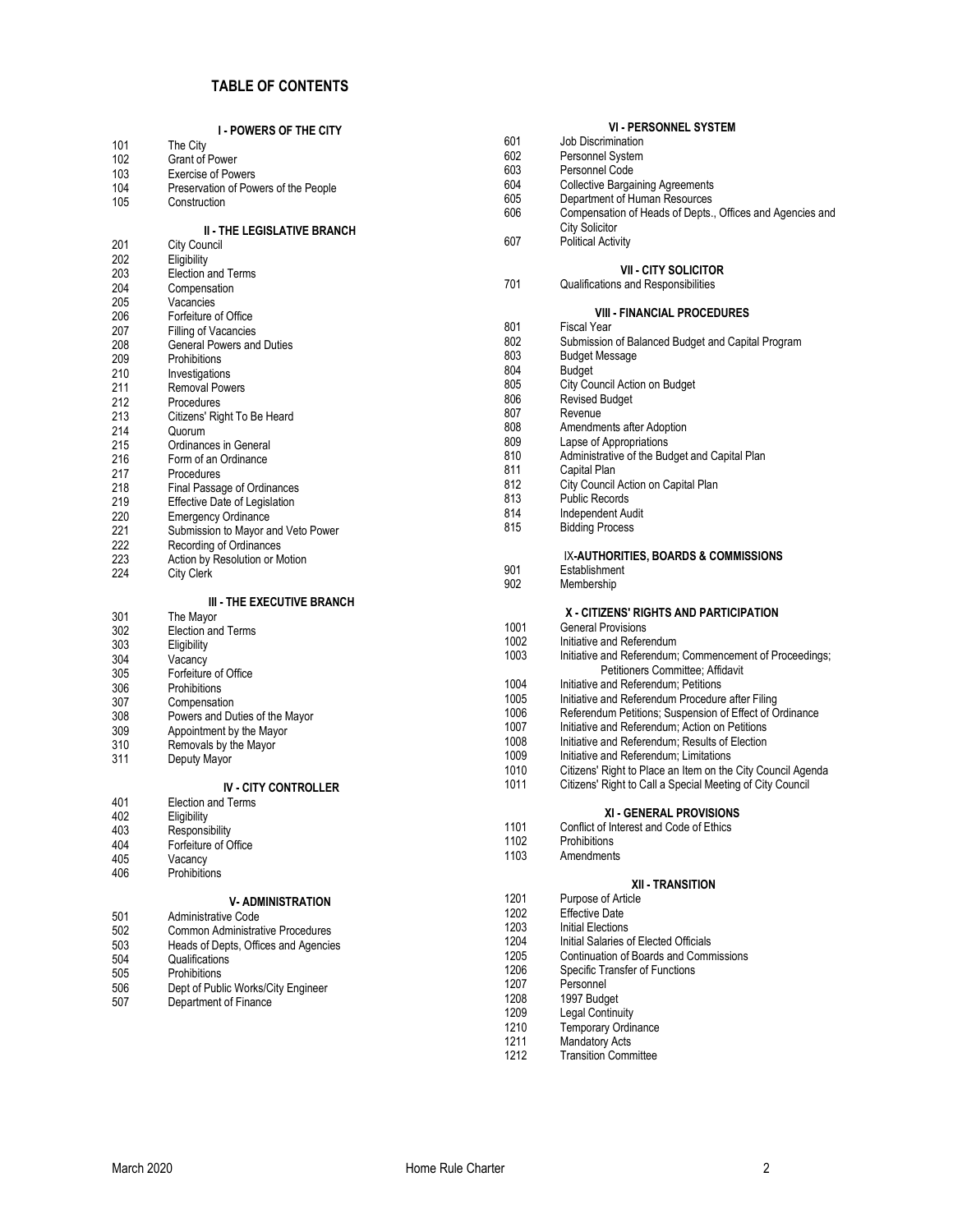# TABLE OF CONTENTS

## I - POWERS OF THE CITY

| | |
|---|---|
| 101 | The City |
| 102 | Grant of Power |
| 103 | Exercise of Powers |
| 104 | Preservation of Powers of the People |
| 105 | Construction |

## II - THE LEGISLATIVE BRANCH

| | |
|---|---|
| 201 | City Council |
| 202 | Eligibility |
| 203 | Election and Terms |
| 204 | Compensation |
| 205 | Vacancies |
| 206 | Forfeiture of Office |
| 207 | Filling of Vacancies |
| 208 | General Powers and Duties |
| 209 | Prohibitions |
| 210 | Investigations |
| 211 | Removal Powers |
| 212 | Procedures |
| 213 | Citizens' Right To Be Heard |
| 214 | Quorum |
| 215 | Ordinances in General |
| 216 | Form of an Ordinance |
| 217 | Procedures |
| 218 | Final Passage of Ordinances |
| 219 | Effective Date of Legislation |
| 220 | Emergency Ordinance |
| 221 | Submission to Mayor and Veto Power |
| 222 | Recording of Ordinances |
| 223 | Action by Resolution or Motion |
| 224 | City Clerk |

## III - THE EXECUTIVE BRANCH

| | |
|---|---|
| 301 | The Mayor |
| 302 | Election and Terms |
| 303 | Eligibility |
| 304 | Vacancy |
| 305 | Forfeiture of Office |
| 306 | Prohibitions |
| 307 | Compensation |
| 308 | Powers and Duties of the Mayor |
| 309 | Appointment by the Mayor |
| 310 | Removals by the Mayor |
| 311 | Deputy Mayor |

## IV - CITY CONTROLLER

| | |
|---|---|
| 401 | Election and Terms |
| 402 | Eligibility |
| 403 | Responsibility |
| 404 | Forfeiture of Office |
| 405 | Vacancy |
| 406 | Prohibitions |

## V- ADMINISTRATION

| | |
|---|---|
| 501 | Administrative Code |
| 502 | Common Administrative Procedures |
| 503 | Heads of Depts, Offices and Agencies |
| 504 | Qualifications |
| 505 | Prohibitions |
| 506 | Dept of Public Works/City Engineer |
| 507 | Department of Finance |

## VI - PERSONNEL SYSTEM

| | |
|---|---|
| 601 | Job Discrimination |
| 602 | Personnel System |
| 603 | Personnel Code |
| 604 | Collective Bargaining Agreements |
| 605 | Department of Human Resources |
| 606 | Compensation of Heads of Depts., Offices and Agencies and City Solicitor |
| 607 | Political Activity |

## VII - CITY SOLICITOR

| | |
|---|---|
| 701 | Qualifications and Responsibilities |

## VIII - FINANCIAL PROCEDURES

| | |
|---|---|
| 801 | Fiscal Year |
| 802 | Submission of Balanced Budget and Capital Program |
| 803 | Budget Message |
| 804 | Budget |
| 805 | City Council Action on Budget |
| 806 | Revised Budget |
| 807 | Revenue |
| 808 | Amendments after Adoption |
| 809 | Lapse of Appropriations |
| 810 | Administrative of the Budget and Capital Plan |
| 811 | Capital Plan |
| 812 | City Council Action on Capital Plan |
| 813 | Public Records |
| 814 | Independent Audit |
| 815 | Bidding Process |

## IX-AUTHORITIES, BOARDS & COMMISSIONS

| | |
|---|---|
| 901 | Establishment |
| 902 | Membership |

## X - CITIZENS' RIGHTS AND PARTICIPATION

| | |
|---|---|
| 1001 | General Provisions |
| 1002 | Initiative and Referendum |
| 1003 | Initiative and Referendum; Commencement of Proceedings; Petitioners Committee; Affidavit |
| 1004 | Initiative and Referendum; Petitions |
| 1005 | Initiative and Referendum Procedure after Filing |
| 1006 | Referendum Petitions; Suspension of Effect of Ordinance |
| 1007 | Initiative and Referendum; Action on Petitions |
| 1008 | Initiative and Referendum; Results of Election |
| 1009 | Initiative and Referendum; Limitations |
| 1010 | Citizens' Right to Place an Item on the City Council Agenda |
| 1011 | Citizens' Right to Call a Special Meeting of City Council |

## XI - GENERAL PROVISIONS

| | |
|---|---|
| 1101 | Conflict of Interest and Code of Ethics |
| 1102 | Prohibitions |
| 1103 | Amendments |

## XII - TRANSITION

| | |
|---|---|
| 1201 | Purpose of Article |
| 1202 | Effective Date |
| 1203 | Initial Elections |
| 1204 | Initial Salaries of Elected Officials |
| 1205 | Continuation of Boards and Commissions |
| 1206 | Specific Transfer of Functions |
| 1207 | Personnel |
| 1208 | 1997 Budget |
| 1209 | Legal Continuity |
| 1210 | Temporary Ordinance |
| 1211 | Mandatory Acts |
| 1212 | Transition Committee |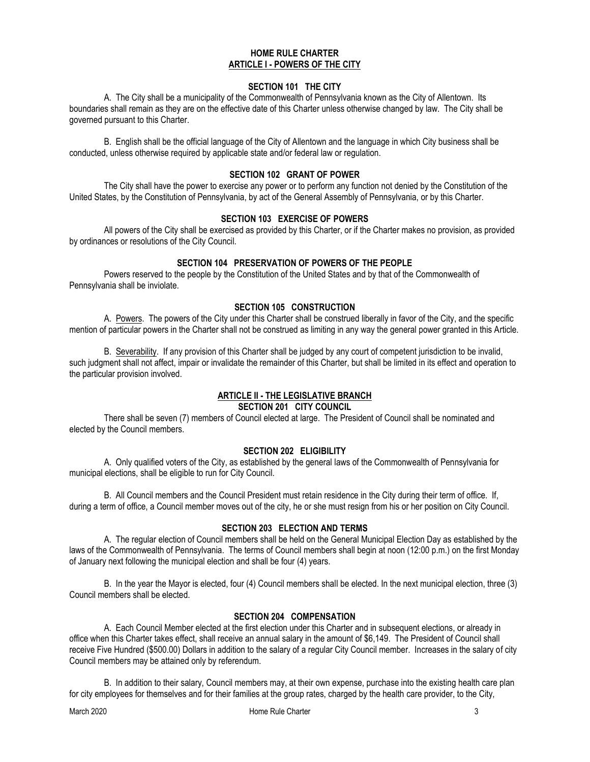# HOME RULE CHARTER

## ARTICLE I - POWERS OF THE CITY

### SECTION 101 THE CITY

A. The City shall be a municipality of the Commonwealth of Pennsylvania known as the City of Allentown. Its boundaries shall remain as they are on the effective date of this Charter unless otherwise changed by law. The City shall be governed pursuant to this Charter.

B. English shall be the official language of the City of Allentown and the language in which City business shall be conducted, unless otherwise required by applicable state and/or federal law or regulation.

### SECTION 102 GRANT OF POWER

The City shall have the power to exercise any power or to perform any function not denied by the Constitution of the United States, by the Constitution of Pennsylvania, by act of the General Assembly of Pennsylvania, or by this Charter.

### SECTION 103 EXERCISE OF POWERS

All powers of the City shall be exercised as provided by this Charter, or if the Charter makes no provision, as provided by ordinances or resolutions of the City Council.

### SECTION 104 PRESERVATION OF POWERS OF THE PEOPLE

Powers reserved to the people by the Constitution of the United States and by that of the Commonwealth of Pennsylvania shall be inviolate.

### SECTION 105 CONSTRUCTION

A. Powers. The powers of the City under this Charter shall be construed liberally in favor of the City, and the specific mention of particular powers in the Charter shall not be construed as limiting in any way the general power granted in this Article.

B. Severability. If any provision of this Charter shall be judged by any court of competent jurisdiction to be invalid, such judgment shall not affect, impair or invalidate the remainder of this Charter, but shall be limited in its effect and operation to the particular provision involved.

## ARTICLE II - THE LEGISLATIVE BRANCH

### SECTION 201 CITY COUNCIL

There shall be seven (7) members of Council elected at large. The President of Council shall be nominated and elected by the Council members.

### SECTION 202 ELIGIBILITY

A. Only qualified voters of the City, as established by the general laws of the Commonwealth of Pennsylvania for municipal elections, shall be eligible to run for City Council.

B. All Council members and the Council President must retain residence in the City during their term of office. If, during a term of office, a Council member moves out of the city, he or she must resign from his or her position on City Council.

### SECTION 203 ELECTION AND TERMS

A. The regular election of Council members shall be held on the General Municipal Election Day as established by the laws of the Commonwealth of Pennsylvania. The terms of Council members shall begin at noon (12:00 p.m.) on the first Monday of January next following the municipal election and shall be four (4) years.

B. In the year the Mayor is elected, four (4) Council members shall be elected. In the next municipal election, three (3) Council members shall be elected.

### SECTION 204 COMPENSATION

A. Each Council Member elected at the first election under this Charter and in subsequent elections, or already in office when this Charter takes effect, shall receive an annual salary in the amount of $6,149. The President of Council shall receive Five Hundred ($500.00) Dollars in addition to the salary of a regular City Council member. Increases in the salary of city Council members may be attained only by referendum.

B. In addition to their salary, Council members may, at their own expense, purchase into the existing health care plan for city employees for themselves and for their families at the group rates, charged by the health care provider, to the City,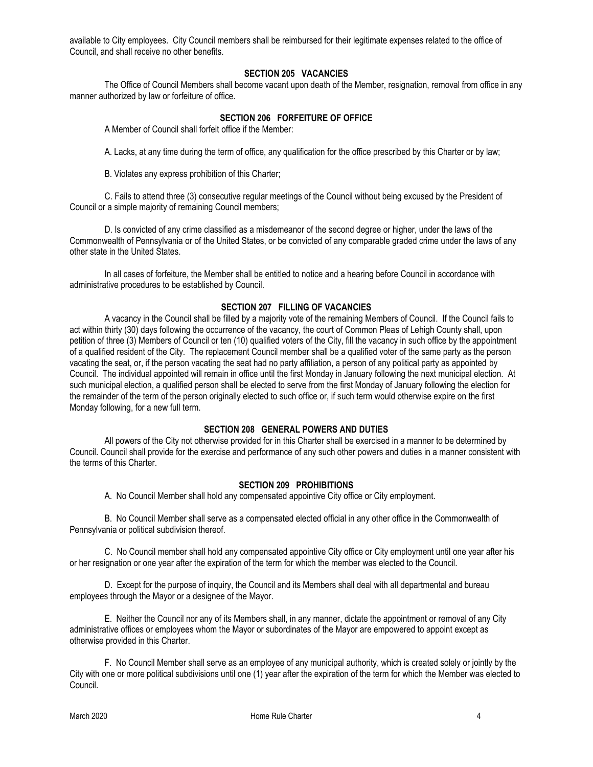available to City employees. City Council members shall be reimbursed for their legitimate expenses related to the office of Council, and shall receive no other benefits.

## SECTION 205 VACANCIES

The Office of Council Members shall become vacant upon death of the Member, resignation, removal from office in any manner authorized by law or forfeiture of office.

## SECTION 206 FORFEITURE OF OFFICE

A Member of Council shall forfeit office if the Member:

A. Lacks, at any time during the term of office, any qualification for the office prescribed by this Charter or by law;

B. Violates any express prohibition of this Charter;

C. Fails to attend three (3) consecutive regular meetings of the Council without being excused by the President of Council or a simple majority of remaining Council members;

D. Is convicted of any crime classified as a misdemeanor of the second degree or higher, under the laws of the Commonwealth of Pennsylvania or of the United States, or be convicted of any comparable graded crime under the laws of any other state in the United States.

In all cases of forfeiture, the Member shall be entitled to notice and a hearing before Council in accordance with administrative procedures to be established by Council.

## SECTION 207 FILLING OF VACANCIES

A vacancy in the Council shall be filled by a majority vote of the remaining Members of Council. If the Council fails to act within thirty (30) days following the occurrence of the vacancy, the court of Common Pleas of Lehigh County shall, upon petition of three (3) Members of Council or ten (10) qualified voters of the City, fill the vacancy in such office by the appointment of a qualified resident of the City. The replacement Council member shall be a qualified voter of the same party as the person vacating the seat, or, if the person vacating the seat had no party affiliation, a person of any political party as appointed by Council. The individual appointed will remain in office until the first Monday in January following the next municipal election. At such municipal election, a qualified person shall be elected to serve from the first Monday of January following the election for the remainder of the term of the person originally elected to such office or, if such term would otherwise expire on the first Monday following, for a new full term.

## SECTION 208 GENERAL POWERS AND DUTIES

All powers of the City not otherwise provided for in this Charter shall be exercised in a manner to be determined by Council. Council shall provide for the exercise and performance of any such other powers and duties in a manner consistent with the terms of this Charter.

## SECTION 209 PROHIBITIONS

A. No Council Member shall hold any compensated appointive City office or City employment.

B. No Council Member shall serve as a compensated elected official in any other office in the Commonwealth of Pennsylvania or political subdivision thereof.

C. No Council member shall hold any compensated appointive City office or City employment until one year after his or her resignation or one year after the expiration of the term for which the member was elected to the Council.

D. Except for the purpose of inquiry, the Council and its Members shall deal with all departmental and bureau employees through the Mayor or a designee of the Mayor.

E. Neither the Council nor any of its Members shall, in any manner, dictate the appointment or removal of any City administrative offices or employees whom the Mayor or subordinates of the Mayor are empowered to appoint except as otherwise provided in this Charter.

F. No Council Member shall serve as an employee of any municipal authority, which is created solely or jointly by the City with one or more political subdivisions until one (1) year after the expiration of the term for which the Member was elected to Council.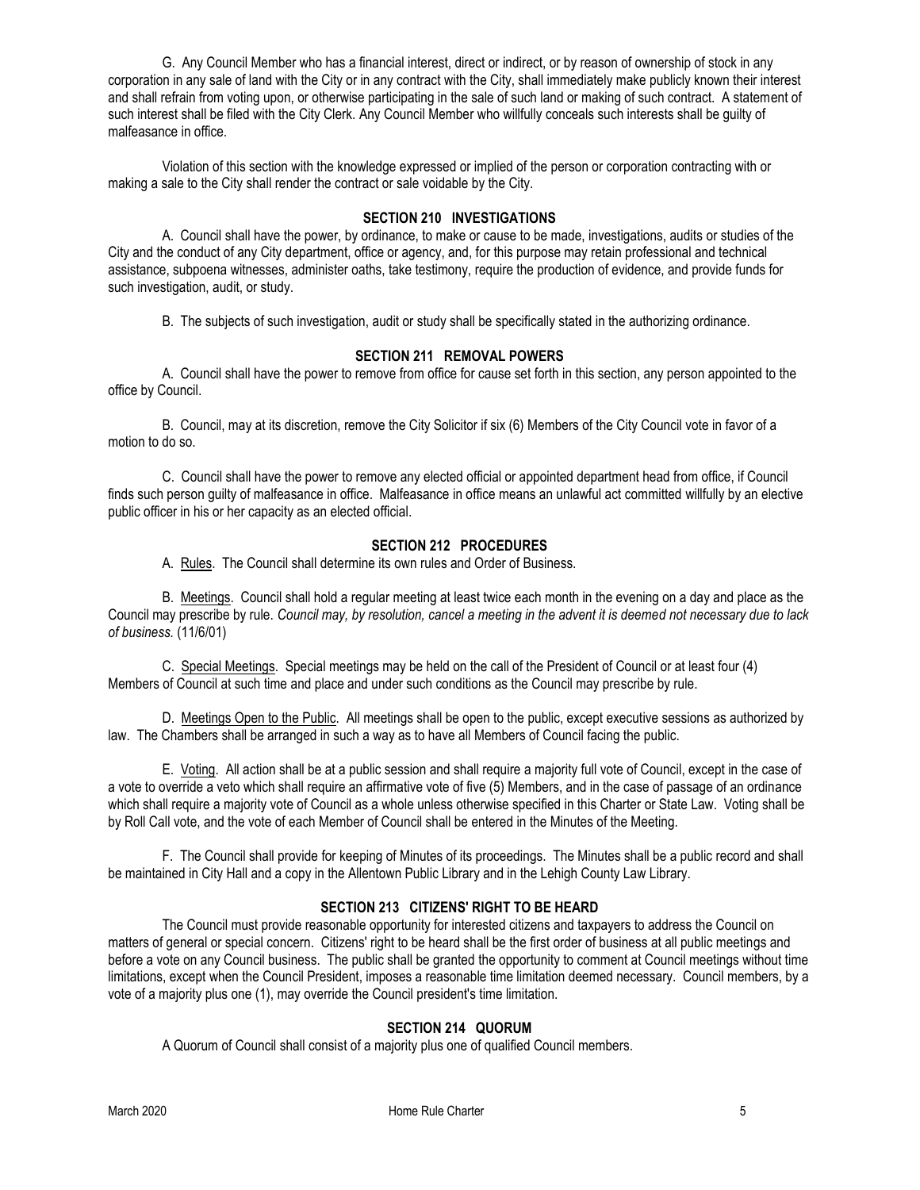G. Any Council Member who has a financial interest, direct or indirect, or by reason of ownership of stock in any corporation in any sale of land with the City or in any contract with the City, shall immediately make publicly known their interest and shall refrain from voting upon, or otherwise participating in the sale of such land or making of such contract. A statement of such interest shall be filed with the City Clerk. Any Council Member who willfully conceals such interests shall be guilty of malfeasance in office.

Violation of this section with the knowledge expressed or implied of the person or corporation contracting with or making a sale to the City shall render the contract or sale voidable by the City.

## SECTION 210 INVESTIGATIONS

A. Council shall have the power, by ordinance, to make or cause to be made, investigations, audits or studies of the City and the conduct of any City department, office or agency, and, for this purpose may retain professional and technical assistance, subpoena witnesses, administer oaths, take testimony, require the production of evidence, and provide funds for such investigation, audit, or study.

B. The subjects of such investigation, audit or study shall be specifically stated in the authorizing ordinance.

## SECTION 211 REMOVAL POWERS

A. Council shall have the power to remove from office for cause set forth in this section, any person appointed to the office by Council.

B. Council, may at its discretion, remove the City Solicitor if six (6) Members of the City Council vote in favor of a motion to do so.

C. Council shall have the power to remove any elected official or appointed department head from office, if Council finds such person guilty of malfeasance in office. Malfeasance in office means an unlawful act committed willfully by an elective public officer in his or her capacity as an elected official.

## SECTION 212 PROCEDURES

A. Rules. The Council shall determine its own rules and Order of Business.

B. Meetings. Council shall hold a regular meeting at least twice each month in the evening on a day and place as the Council may prescribe by rule. *Council may, by resolution, cancel a meeting in the advent it is deemed not necessary due to lack of business.* (11/6/01)

C. Special Meetings. Special meetings may be held on the call of the President of Council or at least four (4) Members of Council at such time and place and under such conditions as the Council may prescribe by rule.

D. Meetings Open to the Public. All meetings shall be open to the public, except executive sessions as authorized by law. The Chambers shall be arranged in such a way as to have all Members of Council facing the public.

E. Voting. All action shall be at a public session and shall require a majority full vote of Council, except in the case of a vote to override a veto which shall require an affirmative vote of five (5) Members, and in the case of passage of an ordinance which shall require a majority vote of Council as a whole unless otherwise specified in this Charter or State Law. Voting shall be by Roll Call vote, and the vote of each Member of Council shall be entered in the Minutes of the Meeting.

F. The Council shall provide for keeping of Minutes of its proceedings. The Minutes shall be a public record and shall be maintained in City Hall and a copy in the Allentown Public Library and in the Lehigh County Law Library.

## SECTION 213 CITIZENS' RIGHT TO BE HEARD

The Council must provide reasonable opportunity for interested citizens and taxpayers to address the Council on matters of general or special concern. Citizens' right to be heard shall be the first order of business at all public meetings and before a vote on any Council business. The public shall be granted the opportunity to comment at Council meetings without time limitations, except when the Council President, imposes a reasonable time limitation deemed necessary. Council members, by a vote of a majority plus one (1), may override the Council president's time limitation.

## SECTION 214 QUORUM

A Quorum of Council shall consist of a majority plus one of qualified Council members.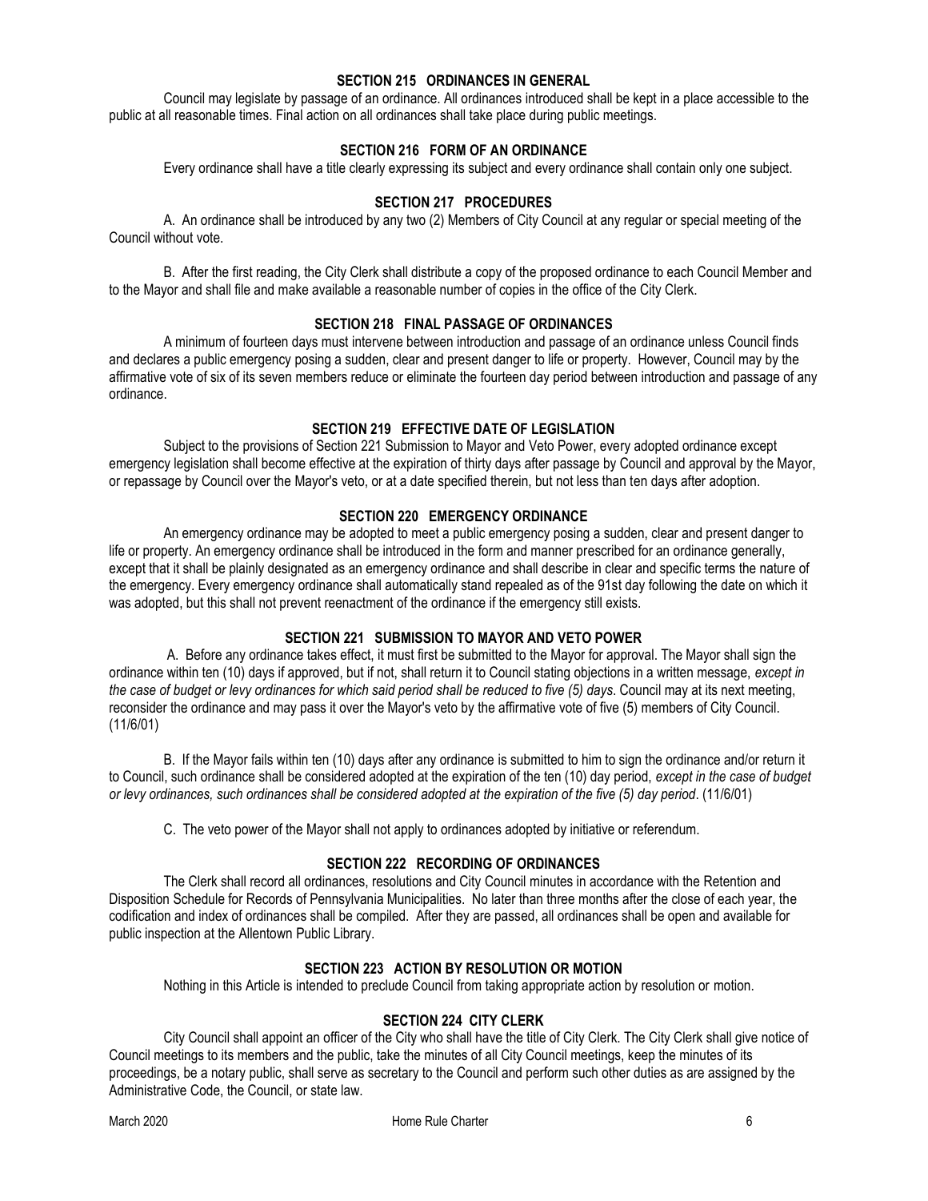## SECTION 215 ORDINANCES IN GENERAL

Council may legislate by passage of an ordinance. All ordinances introduced shall be kept in a place accessible to the public at all reasonable times. Final action on all ordinances shall take place during public meetings.

## SECTION 216 FORM OF AN ORDINANCE

Every ordinance shall have a title clearly expressing its subject and every ordinance shall contain only one subject.

## SECTION 217 PROCEDURES

A. An ordinance shall be introduced by any two (2) Members of City Council at any regular or special meeting of the Council without vote.

B. After the first reading, the City Clerk shall distribute a copy of the proposed ordinance to each Council Member and to the Mayor and shall file and make available a reasonable number of copies in the office of the City Clerk.

## SECTION 218 FINAL PASSAGE OF ORDINANCES

A minimum of fourteen days must intervene between introduction and passage of an ordinance unless Council finds and declares a public emergency posing a sudden, clear and present danger to life or property. However, Council may by the affirmative vote of six of its seven members reduce or eliminate the fourteen day period between introduction and passage of any ordinance.

## SECTION 219 EFFECTIVE DATE OF LEGISLATION

Subject to the provisions of Section 221 Submission to Mayor and Veto Power, every adopted ordinance except emergency legislation shall become effective at the expiration of thirty days after passage by Council and approval by the Mayor, or repassage by Council over the Mayor's veto, or at a date specified therein, but not less than ten days after adoption.

## SECTION 220 EMERGENCY ORDINANCE

An emergency ordinance may be adopted to meet a public emergency posing a sudden, clear and present danger to life or property. An emergency ordinance shall be introduced in the form and manner prescribed for an ordinance generally, except that it shall be plainly designated as an emergency ordinance and shall describe in clear and specific terms the nature of the emergency. Every emergency ordinance shall automatically stand repealed as of the 91st day following the date on which it was adopted, but this shall not prevent reenactment of the ordinance if the emergency still exists.

## SECTION 221 SUBMISSION TO MAYOR AND VETO POWER

A. Before any ordinance takes effect, it must first be submitted to the Mayor for approval. The Mayor shall sign the ordinance within ten (10) days if approved, but if not, shall return it to Council stating objections in a written message, *except in the case of budget or levy ordinances for which said period shall be reduced to five (5) days*. Council may at its next meeting, reconsider the ordinance and may pass it over the Mayor's veto by the affirmative vote of five (5) members of City Council. (11/6/01)

B. If the Mayor fails within ten (10) days after any ordinance is submitted to him to sign the ordinance and/or return it to Council, such ordinance shall be considered adopted at the expiration of the ten (10) day period, *except in the case of budget or levy ordinances, such ordinances shall be considered adopted at the expiration of the five (5) day period*. (11/6/01)

C. The veto power of the Mayor shall not apply to ordinances adopted by initiative or referendum.

## SECTION 222 RECORDING OF ORDINANCES

The Clerk shall record all ordinances, resolutions and City Council minutes in accordance with the Retention and Disposition Schedule for Records of Pennsylvania Municipalities. No later than three months after the close of each year, the codification and index of ordinances shall be compiled. After they are passed, all ordinances shall be open and available for public inspection at the Allentown Public Library.

## SECTION 223 ACTION BY RESOLUTION OR MOTION

Nothing in this Article is intended to preclude Council from taking appropriate action by resolution or motion.

## SECTION 224 CITY CLERK

City Council shall appoint an officer of the City who shall have the title of City Clerk. The City Clerk shall give notice of Council meetings to its members and the public, take the minutes of all City Council meetings, keep the minutes of its proceedings, be a notary public, shall serve as secretary to the Council and perform such other duties as are assigned by the Administrative Code, the Council, or state law.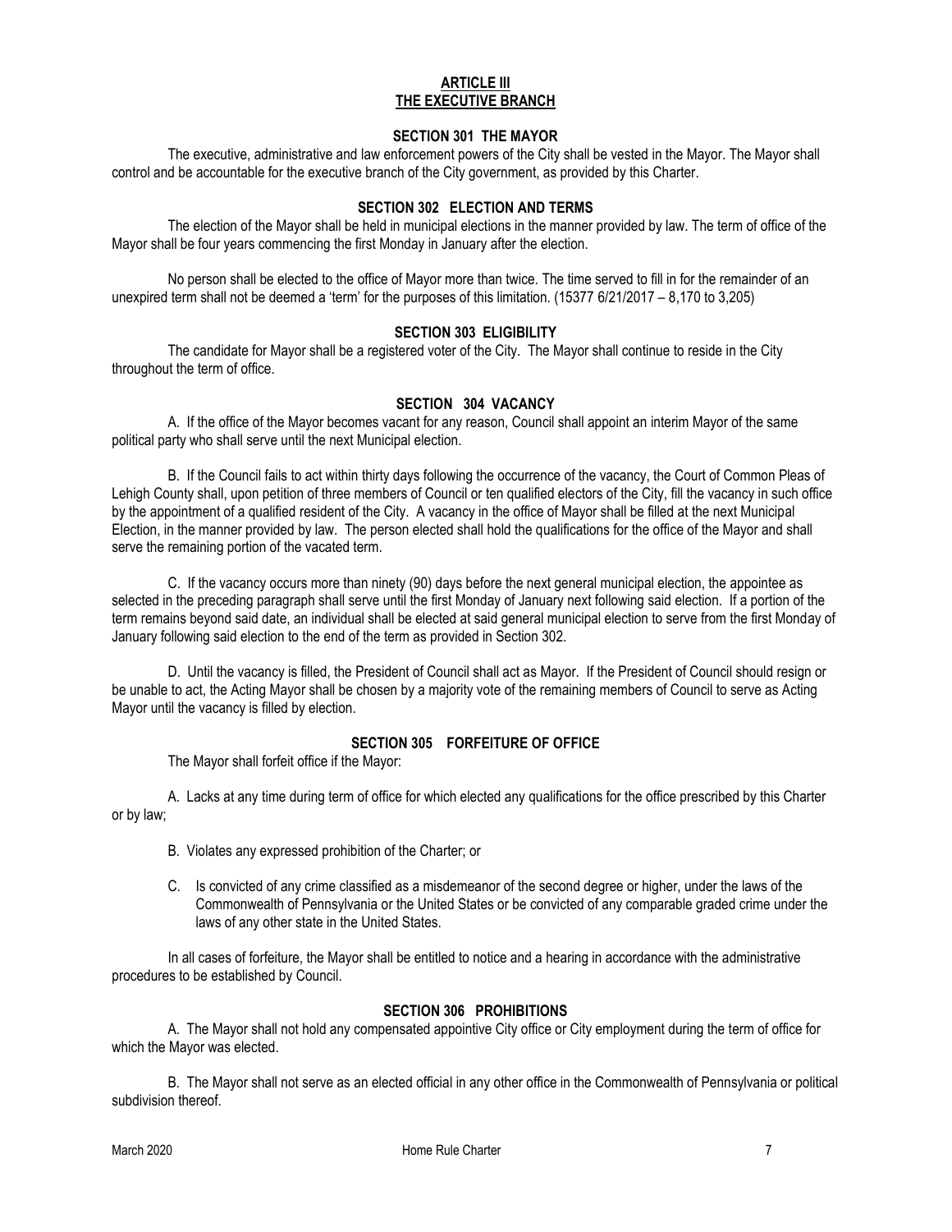## ARTICLE III
## THE EXECUTIVE BRANCH

### SECTION 301 THE MAYOR

The executive, administrative and law enforcement powers of the City shall be vested in the Mayor. The Mayor shall control and be accountable for the executive branch of the City government, as provided by this Charter.

### SECTION 302 ELECTION AND TERMS

The election of the Mayor shall be held in municipal elections in the manner provided by law. The term of office of the Mayor shall be four years commencing the first Monday in January after the election.

No person shall be elected to the office of Mayor more than twice. The time served to fill in for the remainder of an unexpired term shall not be deemed a 'term' for the purposes of this limitation. (15377 6/21/2017 – 8,170 to 3,205)

### SECTION 303 ELIGIBILITY

The candidate for Mayor shall be a registered voter of the City. The Mayor shall continue to reside in the City throughout the term of office.

### SECTION 304 VACANCY

A. If the office of the Mayor becomes vacant for any reason, Council shall appoint an interim Mayor of the same political party who shall serve until the next Municipal election.

B. If the Council fails to act within thirty days following the occurrence of the vacancy, the Court of Common Pleas of Lehigh County shall, upon petition of three members of Council or ten qualified electors of the City, fill the vacancy in such office by the appointment of a qualified resident of the City. A vacancy in the office of Mayor shall be filled at the next Municipal Election, in the manner provided by law. The person elected shall hold the qualifications for the office of the Mayor and shall serve the remaining portion of the vacated term.

C. If the vacancy occurs more than ninety (90) days before the next general municipal election, the appointee as selected in the preceding paragraph shall serve until the first Monday of January next following said election. If a portion of the term remains beyond said date, an individual shall be elected at said general municipal election to serve from the first Monday of January following said election to the end of the term as provided in Section 302.

D. Until the vacancy is filled, the President of Council shall act as Mayor. If the President of Council should resign or be unable to act, the Acting Mayor shall be chosen by a majority vote of the remaining members of Council to serve as Acting Mayor until the vacancy is filled by election.

### SECTION 305 FORFEITURE OF OFFICE

The Mayor shall forfeit office if the Mayor:

A. Lacks at any time during term of office for which elected any qualifications for the office prescribed by this Charter or by law;

B. Violates any expressed prohibition of the Charter; or

C. Is convicted of any crime classified as a misdemeanor of the second degree or higher, under the laws of the Commonwealth of Pennsylvania or the United States or be convicted of any comparable graded crime under the laws of any other state in the United States.

In all cases of forfeiture, the Mayor shall be entitled to notice and a hearing in accordance with the administrative procedures to be established by Council.

### SECTION 306 PROHIBITIONS

A. The Mayor shall not hold any compensated appointive City office or City employment during the term of office for which the Mayor was elected.

B. The Mayor shall not serve as an elected official in any other office in the Commonwealth of Pennsylvania or political subdivision thereof.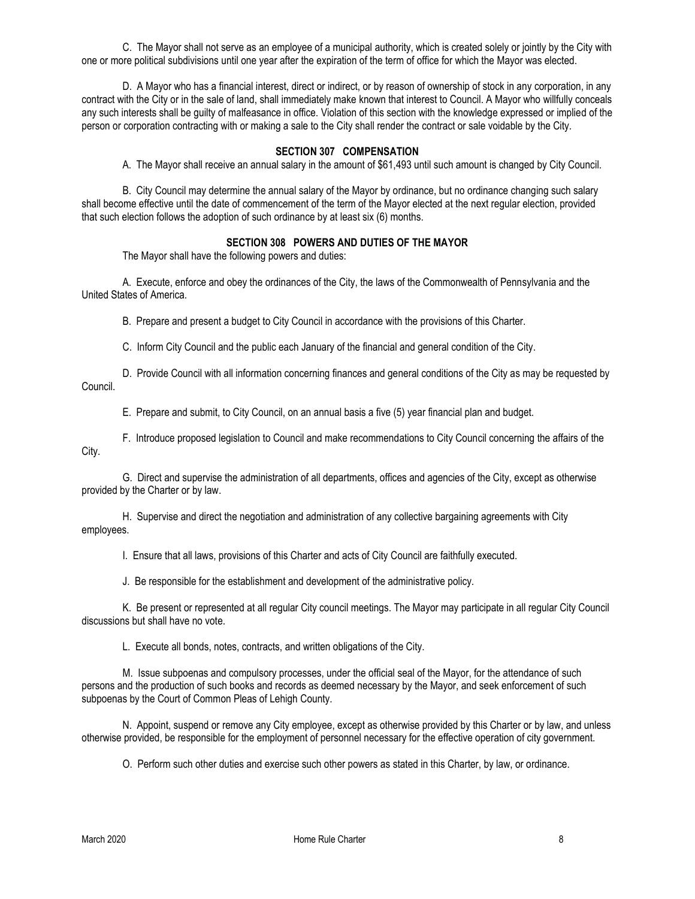C. The Mayor shall not serve as an employee of a municipal authority, which is created solely or jointly by the City with one or more political subdivisions until one year after the expiration of the term of office for which the Mayor was elected.

D. A Mayor who has a financial interest, direct or indirect, or by reason of ownership of stock in any corporation, in any contract with the City or in the sale of land, shall immediately make known that interest to Council. A Mayor who willfully conceals any such interests shall be guilty of malfeasance in office. Violation of this section with the knowledge expressed or implied of the person or corporation contracting with or making a sale to the City shall render the contract or sale voidable by the City.

## SECTION 307 COMPENSATION

A. The Mayor shall receive an annual salary in the amount of $61,493 until such amount is changed by City Council.

B. City Council may determine the annual salary of the Mayor by ordinance, but no ordinance changing such salary shall become effective until the date of commencement of the term of the Mayor elected at the next regular election, provided that such election follows the adoption of such ordinance by at least six (6) months.

## SECTION 308 POWERS AND DUTIES OF THE MAYOR

The Mayor shall have the following powers and duties:

A. Execute, enforce and obey the ordinances of the City, the laws of the Commonwealth of Pennsylvania and the United States of America.

B. Prepare and present a budget to City Council in accordance with the provisions of this Charter.

C. Inform City Council and the public each January of the financial and general condition of the City.

D. Provide Council with all information concerning finances and general conditions of the City as may be requested by Council.

E. Prepare and submit, to City Council, on an annual basis a five (5) year financial plan and budget.

F. Introduce proposed legislation to Council and make recommendations to City Council concerning the affairs of the City.

G. Direct and supervise the administration of all departments, offices and agencies of the City, except as otherwise provided by the Charter or by law.

H. Supervise and direct the negotiation and administration of any collective bargaining agreements with City employees.

I. Ensure that all laws, provisions of this Charter and acts of City Council are faithfully executed.

J. Be responsible for the establishment and development of the administrative policy.

K. Be present or represented at all regular City council meetings. The Mayor may participate in all regular City Council discussions but shall have no vote.

L. Execute all bonds, notes, contracts, and written obligations of the City.

M. Issue subpoenas and compulsory processes, under the official seal of the Mayor, for the attendance of such persons and the production of such books and records as deemed necessary by the Mayor, and seek enforcement of such subpoenas by the Court of Common Pleas of Lehigh County.

N. Appoint, suspend or remove any City employee, except as otherwise provided by this Charter or by law, and unless otherwise provided, be responsible for the employment of personnel necessary for the effective operation of city government.

O. Perform such other duties and exercise such other powers as stated in this Charter, by law, or ordinance.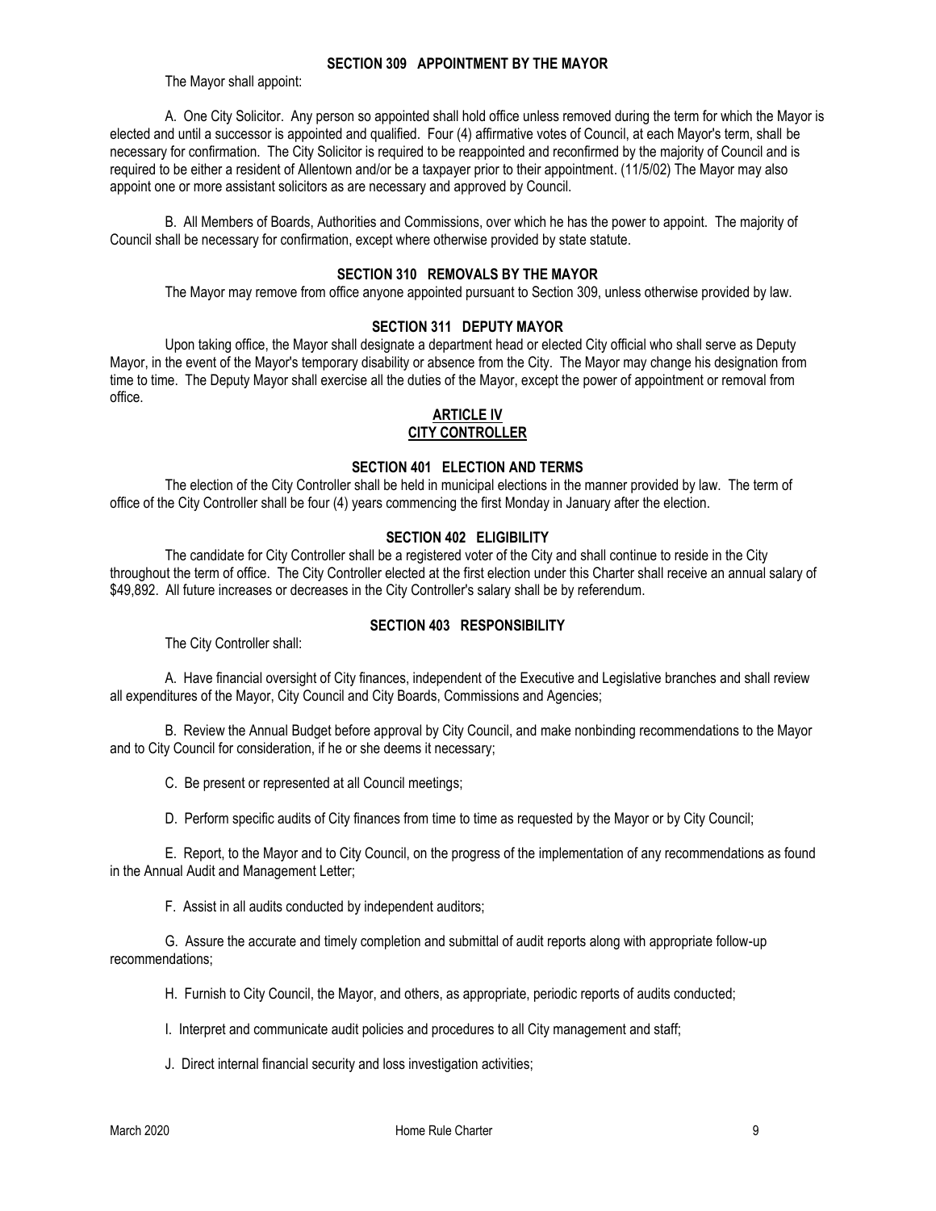### SECTION 309 APPOINTMENT BY THE MAYOR

The Mayor shall appoint:

A. One City Solicitor. Any person so appointed shall hold office unless removed during the term for which the Mayor is elected and until a successor is appointed and qualified. Four (4) affirmative votes of Council, at each Mayor's term, shall be necessary for confirmation. The City Solicitor is required to be reappointed and reconfirmed by the majority of Council and is required to be either a resident of Allentown and/or be a taxpayer prior to their appointment. (11/5/02) The Mayor may also appoint one or more assistant solicitors as are necessary and approved by Council.

B. All Members of Boards, Authorities and Commissions, over which he has the power to appoint. The majority of Council shall be necessary for confirmation, except where otherwise provided by state statute.

### SECTION 310 REMOVALS BY THE MAYOR

The Mayor may remove from office anyone appointed pursuant to Section 309, unless otherwise provided by law.

### SECTION 311 DEPUTY MAYOR

Upon taking office, the Mayor shall designate a department head or elected City official who shall serve as Deputy Mayor, in the event of the Mayor's temporary disability or absence from the City. The Mayor may change his designation from time to time. The Deputy Mayor shall exercise all the duties of the Mayor, except the power of appointment or removal from office.

## ARTICLE IV
## CITY CONTROLLER

### SECTION 401 ELECTION AND TERMS

The election of the City Controller shall be held in municipal elections in the manner provided by law. The term of office of the City Controller shall be four (4) years commencing the first Monday in January after the election.

### SECTION 402 ELIGIBILITY

The candidate for City Controller shall be a registered voter of the City and shall continue to reside in the City throughout the term of office. The City Controller elected at the first election under this Charter shall receive an annual salary of $49,892. All future increases or decreases in the City Controller's salary shall be by referendum.

### SECTION 403 RESPONSIBILITY

The City Controller shall:

A. Have financial oversight of City finances, independent of the Executive and Legislative branches and shall review all expenditures of the Mayor, City Council and City Boards, Commissions and Agencies;

B. Review the Annual Budget before approval by City Council, and make nonbinding recommendations to the Mayor and to City Council for consideration, if he or she deems it necessary;

C. Be present or represented at all Council meetings;

D. Perform specific audits of City finances from time to time as requested by the Mayor or by City Council;

E. Report, to the Mayor and to City Council, on the progress of the implementation of any recommendations as found in the Annual Audit and Management Letter;

F. Assist in all audits conducted by independent auditors;

G. Assure the accurate and timely completion and submittal of audit reports along with appropriate follow-up recommendations;

H. Furnish to City Council, the Mayor, and others, as appropriate, periodic reports of audits conducted;

I. Interpret and communicate audit policies and procedures to all City management and staff;

J. Direct internal financial security and loss investigation activities;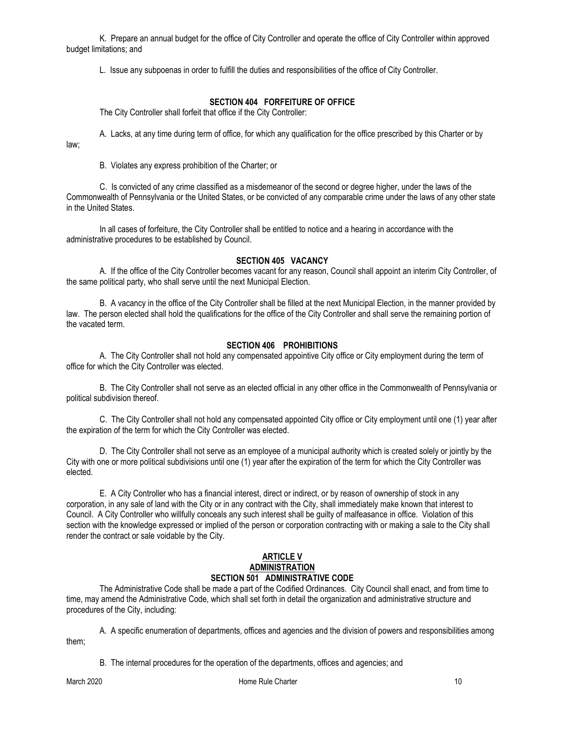K. Prepare an annual budget for the office of City Controller and operate the office of City Controller within approved budget limitations; and

L. Issue any subpoenas in order to fulfill the duties and responsibilities of the office of City Controller.

### SECTION 404 FORFEITURE OF OFFICE

The City Controller shall forfeit that office if the City Controller:

A. Lacks, at any time during term of office, for which any qualification for the office prescribed by this Charter or by law;

B. Violates any express prohibition of the Charter; or

C. Is convicted of any crime classified as a misdemeanor of the second or degree higher, under the laws of the Commonwealth of Pennsylvania or the United States, or be convicted of any comparable crime under the laws of any other state in the United States.

In all cases of forfeiture, the City Controller shall be entitled to notice and a hearing in accordance with the administrative procedures to be established by Council.

### SECTION 405 VACANCY

A. If the office of the City Controller becomes vacant for any reason, Council shall appoint an interim City Controller, of the same political party, who shall serve until the next Municipal Election.

B. A vacancy in the office of the City Controller shall be filled at the next Municipal Election, in the manner provided by law. The person elected shall hold the qualifications for the office of the City Controller and shall serve the remaining portion of the vacated term.

### SECTION 406 PROHIBITIONS

A. The City Controller shall not hold any compensated appointive City office or City employment during the term of office for which the City Controller was elected.

B. The City Controller shall not serve as an elected official in any other office in the Commonwealth of Pennsylvania or political subdivision thereof.

C. The City Controller shall not hold any compensated appointed City office or City employment until one (1) year after the expiration of the term for which the City Controller was elected.

D. The City Controller shall not serve as an employee of a municipal authority which is created solely or jointly by the City with one or more political subdivisions until one (1) year after the expiration of the term for which the City Controller was elected.

E. A City Controller who has a financial interest, direct or indirect, or by reason of ownership of stock in any corporation, in any sale of land with the City or in any contract with the City, shall immediately make known that interest to Council. A City Controller who willfully conceals any such interest shall be guilty of malfeasance in office. Violation of this section with the knowledge expressed or implied of the person or corporation contracting with or making a sale to the City shall render the contract or sale voidable by the City.

## ARTICLE V
## ADMINISTRATION

### SECTION 501 ADMINISTRATIVE CODE

The Administrative Code shall be made a part of the Codified Ordinances. City Council shall enact, and from time to time, may amend the Administrative Code, which shall set forth in detail the organization and administrative structure and procedures of the City, including:

A. A specific enumeration of departments, offices and agencies and the division of powers and responsibilities among them;

B. The internal procedures for the operation of the departments, offices and agencies; and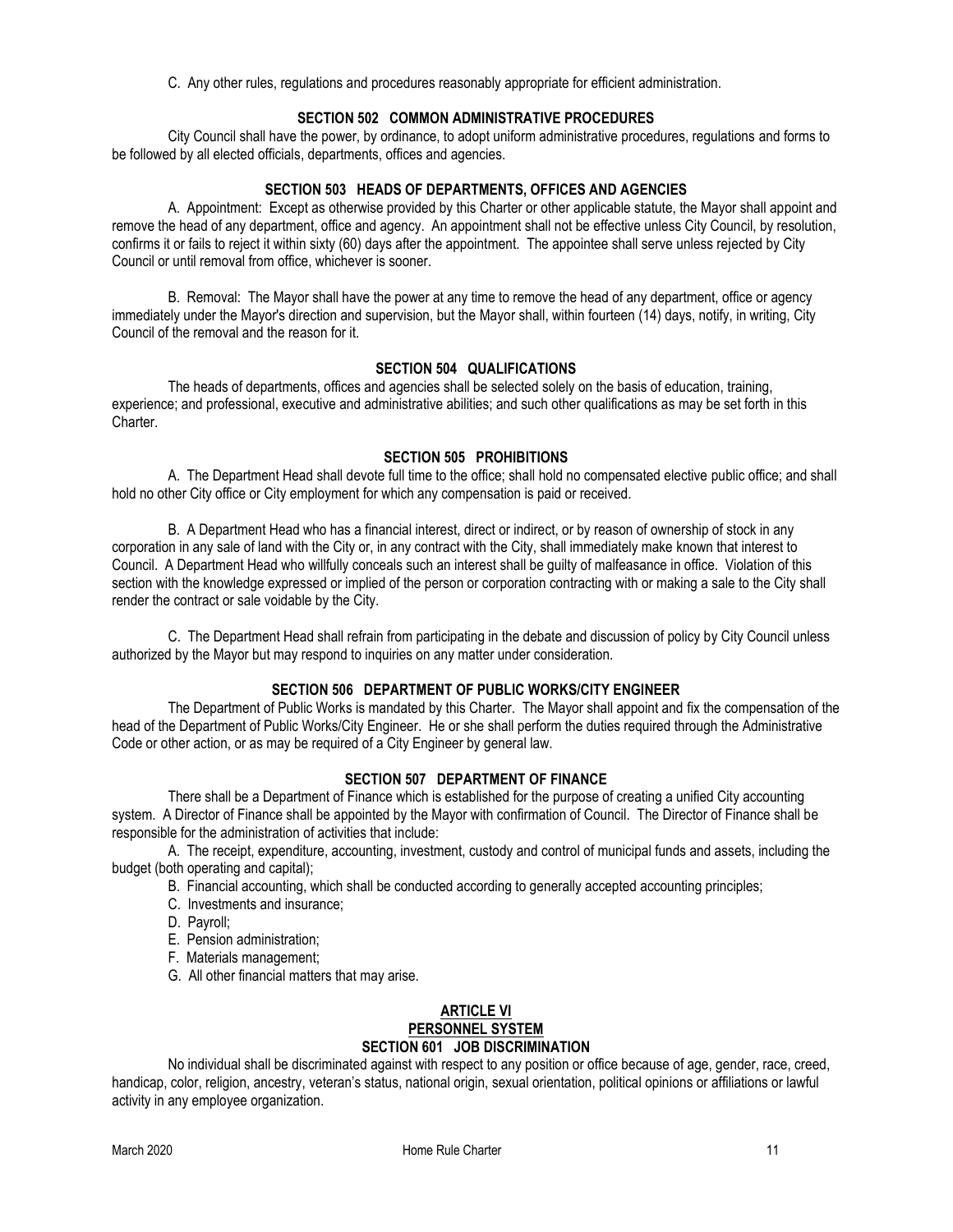C. Any other rules, regulations and procedures reasonably appropriate for efficient administration.

### SECTION 502 COMMON ADMINISTRATIVE PROCEDURES

City Council shall have the power, by ordinance, to adopt uniform administrative procedures, regulations and forms to be followed by all elected officials, departments, offices and agencies.

### SECTION 503 HEADS OF DEPARTMENTS, OFFICES AND AGENCIES

A. Appointment: Except as otherwise provided by this Charter or other applicable statute, the Mayor shall appoint and remove the head of any department, office and agency. An appointment shall not be effective unless City Council, by resolution, confirms it or fails to reject it within sixty (60) days after the appointment. The appointee shall serve unless rejected by City Council or until removal from office, whichever is sooner.

B. Removal: The Mayor shall have the power at any time to remove the head of any department, office or agency immediately under the Mayor's direction and supervision, but the Mayor shall, within fourteen (14) days, notify, in writing, City Council of the removal and the reason for it.

### SECTION 504 QUALIFICATIONS

The heads of departments, offices and agencies shall be selected solely on the basis of education, training, experience; and professional, executive and administrative abilities; and such other qualifications as may be set forth in this Charter.

### SECTION 505 PROHIBITIONS

A. The Department Head shall devote full time to the office; shall hold no compensated elective public office; and shall hold no other City office or City employment for which any compensation is paid or received.

B. A Department Head who has a financial interest, direct or indirect, or by reason of ownership of stock in any corporation in any sale of land with the City or, in any contract with the City, shall immediately make known that interest to Council. A Department Head who willfully conceals such an interest shall be guilty of malfeasance in office. Violation of this section with the knowledge expressed or implied of the person or corporation contracting with or making a sale to the City shall render the contract or sale voidable by the City.

C. The Department Head shall refrain from participating in the debate and discussion of policy by City Council unless authorized by the Mayor but may respond to inquiries on any matter under consideration.

### SECTION 506 DEPARTMENT OF PUBLIC WORKS/CITY ENGINEER

The Department of Public Works is mandated by this Charter. The Mayor shall appoint and fix the compensation of the head of the Department of Public Works/City Engineer. He or she shall perform the duties required through the Administrative Code or other action, or as may be required of a City Engineer by general law.

### SECTION 507 DEPARTMENT OF FINANCE

There shall be a Department of Finance which is established for the purpose of creating a unified City accounting system. A Director of Finance shall be appointed by the Mayor with confirmation of Council. The Director of Finance shall be responsible for the administration of activities that include:

A. The receipt, expenditure, accounting, investment, custody and control of municipal funds and assets, including the budget (both operating and capital);

B. Financial accounting, which shall be conducted according to generally accepted accounting principles;

C. Investments and insurance;

D. Payroll;

E. Pension administration;

F. Materials management;

G. All other financial matters that may arise.

## ARTICLE VI
## PERSONNEL SYSTEM

### SECTION 601 JOB DISCRIMINATION

No individual shall be discriminated against with respect to any position or office because of age, gender, race, creed, handicap, color, religion, ancestry, veteran's status, national origin, sexual orientation, political opinions or affiliations or lawful activity in any employee organization.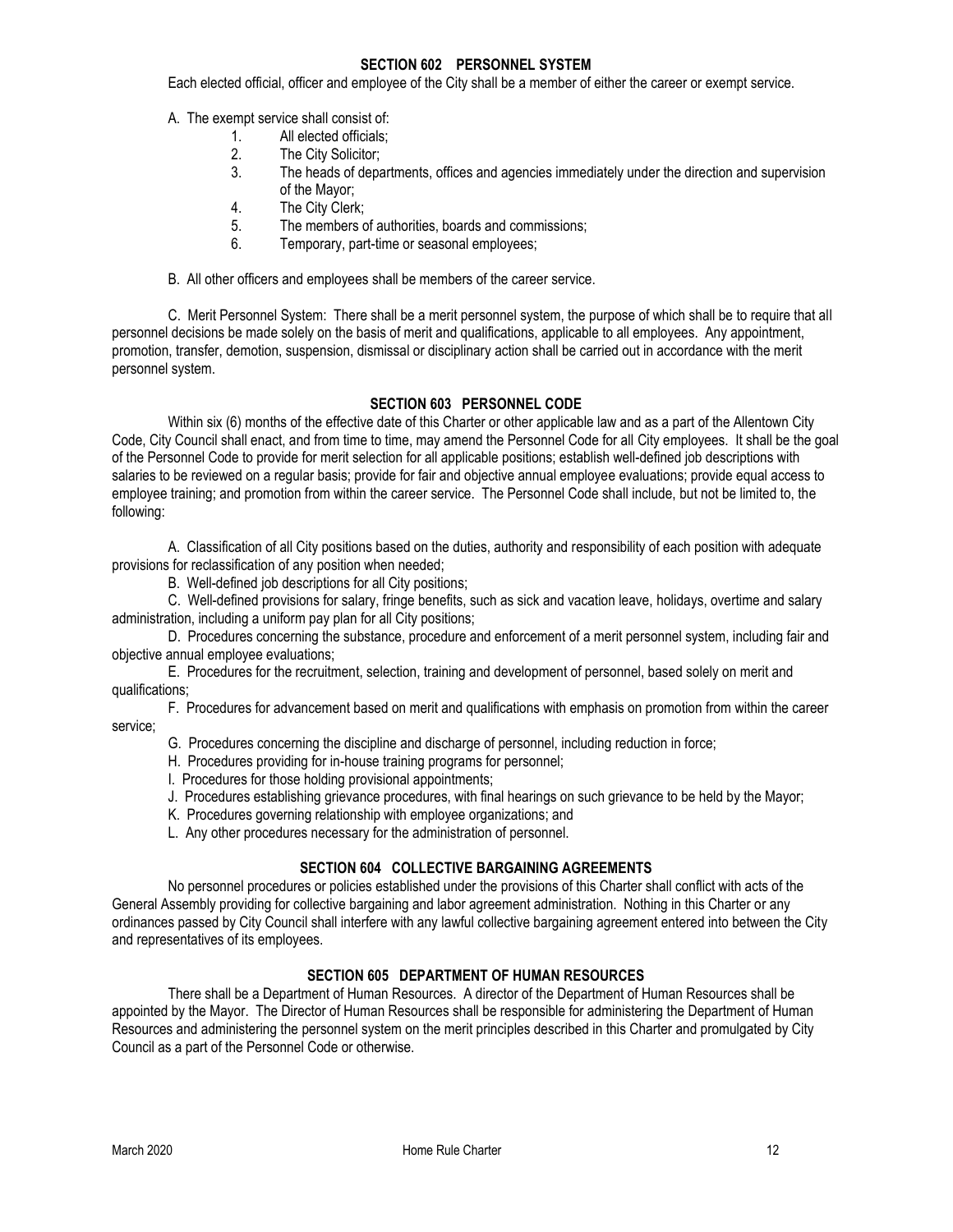## SECTION 602 PERSONNEL SYSTEM

Each elected official, officer and employee of the City shall be a member of either the career or exempt service.

A. The exempt service shall consist of:

1. All elected officials;
2. The City Solicitor;
3. The heads of departments, offices and agencies immediately under the direction and supervision of the Mayor;
4. The City Clerk;
5. The members of authorities, boards and commissions;
6. Temporary, part-time or seasonal employees;

B. All other officers and employees shall be members of the career service.

C. Merit Personnel System: There shall be a merit personnel system, the purpose of which shall be to require that all personnel decisions be made solely on the basis of merit and qualifications, applicable to all employees. Any appointment, promotion, transfer, demotion, suspension, dismissal or disciplinary action shall be carried out in accordance with the merit personnel system.

## SECTION 603 PERSONNEL CODE

Within six (6) months of the effective date of this Charter or other applicable law and as a part of the Allentown City Code, City Council shall enact, and from time to time, may amend the Personnel Code for all City employees. It shall be the goal of the Personnel Code to provide for merit selection for all applicable positions; establish well-defined job descriptions with salaries to be reviewed on a regular basis; provide for fair and objective annual employee evaluations; provide equal access to employee training; and promotion from within the career service. The Personnel Code shall include, but not be limited to, the following:

A. Classification of all City positions based on the duties, authority and responsibility of each position with adequate provisions for reclassification of any position when needed;

B. Well-defined job descriptions for all City positions;

C. Well-defined provisions for salary, fringe benefits, such as sick and vacation leave, holidays, overtime and salary administration, including a uniform pay plan for all City positions;

D. Procedures concerning the substance, procedure and enforcement of a merit personnel system, including fair and objective annual employee evaluations;

E. Procedures for the recruitment, selection, training and development of personnel, based solely on merit and qualifications;

F. Procedures for advancement based on merit and qualifications with emphasis on promotion from within the career service;

G. Procedures concerning the discipline and discharge of personnel, including reduction in force;

H. Procedures providing for in-house training programs for personnel;

I. Procedures for those holding provisional appointments;

J. Procedures establishing grievance procedures, with final hearings on such grievance to be held by the Mayor;

K. Procedures governing relationship with employee organizations; and

L. Any other procedures necessary for the administration of personnel.

## SECTION 604 COLLECTIVE BARGAINING AGREEMENTS

No personnel procedures or policies established under the provisions of this Charter shall conflict with acts of the General Assembly providing for collective bargaining and labor agreement administration. Nothing in this Charter or any ordinances passed by City Council shall interfere with any lawful collective bargaining agreement entered into between the City and representatives of its employees.

## SECTION 605 DEPARTMENT OF HUMAN RESOURCES

There shall be a Department of Human Resources. A director of the Department of Human Resources shall be appointed by the Mayor. The Director of Human Resources shall be responsible for administering the Department of Human Resources and administering the personnel system on the merit principles described in this Charter and promulgated by City Council as a part of the Personnel Code or otherwise.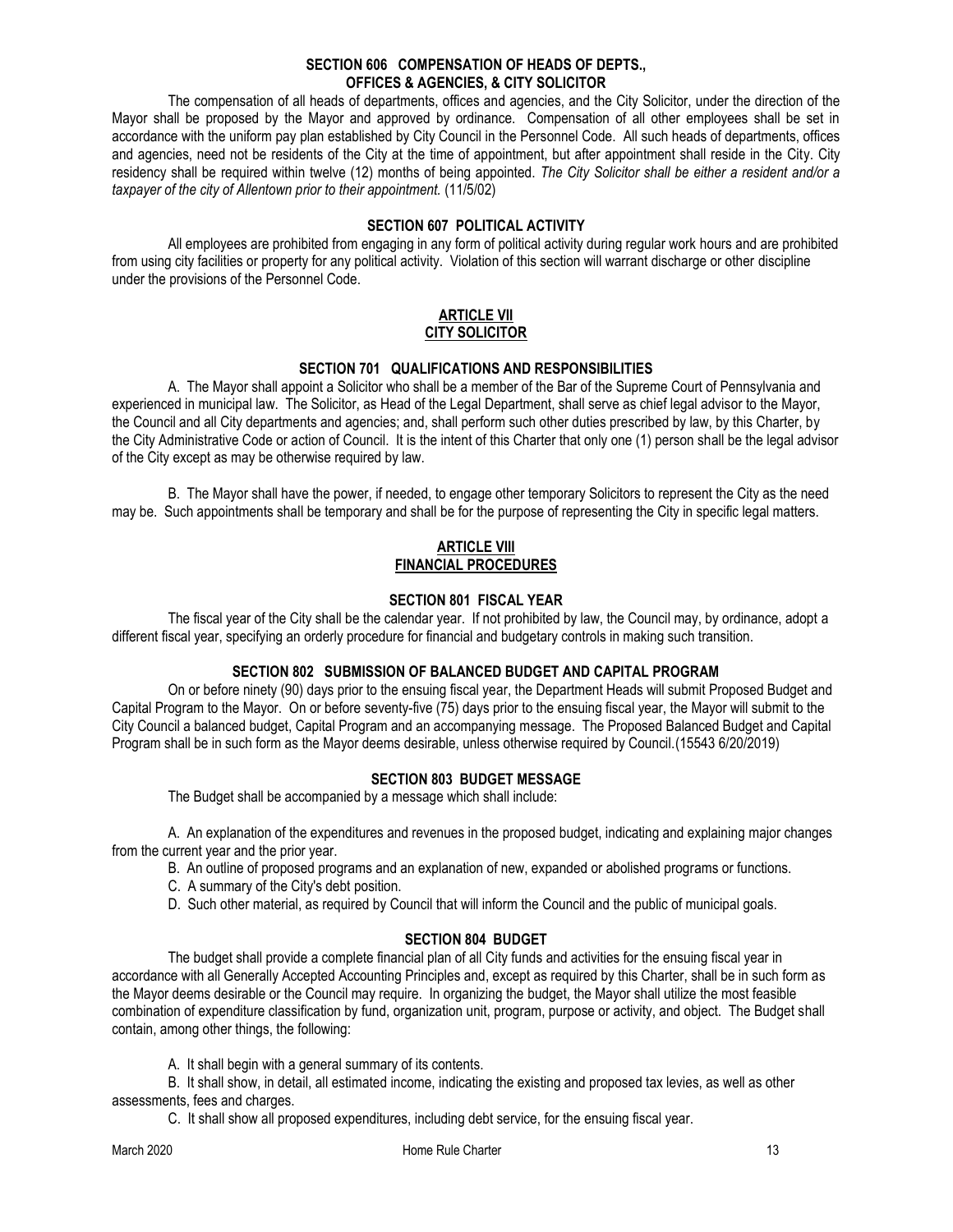#### SECTION 606 COMPENSATION OF HEADS OF DEPTS., OFFICES & AGENCIES, & CITY SOLICITOR

The compensation of all heads of departments, offices and agencies, and the City Solicitor, under the direction of the Mayor shall be proposed by the Mayor and approved by ordinance. Compensation of all other employees shall be set in accordance with the uniform pay plan established by City Council in the Personnel Code. All such heads of departments, offices and agencies, need not be residents of the City at the time of appointment, but after appointment shall reside in the City. City residency shall be required within twelve (12) months of being appointed. *The City Solicitor shall be either a resident and/or a taxpayer of the city of Allentown prior to their appointment.* (11/5/02)

#### SECTION 607 POLITICAL ACTIVITY

All employees are prohibited from engaging in any form of political activity during regular work hours and are prohibited from using city facilities or property for any political activity. Violation of this section will warrant discharge or other discipline under the provisions of the Personnel Code.

## ARTICLE VII
## CITY SOLICITOR

#### SECTION 701 QUALIFICATIONS AND RESPONSIBILITIES

A. The Mayor shall appoint a Solicitor who shall be a member of the Bar of the Supreme Court of Pennsylvania and experienced in municipal law. The Solicitor, as Head of the Legal Department, shall serve as chief legal advisor to the Mayor, the Council and all City departments and agencies; and, shall perform such other duties prescribed by law, by this Charter, by the City Administrative Code or action of Council. It is the intent of this Charter that only one (1) person shall be the legal advisor of the City except as may be otherwise required by law.

B. The Mayor shall have the power, if needed, to engage other temporary Solicitors to represent the City as the need may be. Such appointments shall be temporary and shall be for the purpose of representing the City in specific legal matters.

## ARTICLE VIII
## FINANCIAL PROCEDURES

#### SECTION 801 FISCAL YEAR

The fiscal year of the City shall be the calendar year. If not prohibited by law, the Council may, by ordinance, adopt a different fiscal year, specifying an orderly procedure for financial and budgetary controls in making such transition.

#### SECTION 802 SUBMISSION OF BALANCED BUDGET AND CAPITAL PROGRAM

On or before ninety (90) days prior to the ensuing fiscal year, the Department Heads will submit Proposed Budget and Capital Program to the Mayor. On or before seventy-five (75) days prior to the ensuing fiscal year, the Mayor will submit to the City Council a balanced budget, Capital Program and an accompanying message. The Proposed Balanced Budget and Capital Program shall be in such form as the Mayor deems desirable, unless otherwise required by Council.(15543 6/20/2019)

#### SECTION 803 BUDGET MESSAGE

The Budget shall be accompanied by a message which shall include:

A. An explanation of the expenditures and revenues in the proposed budget, indicating and explaining major changes from the current year and the prior year.

B. An outline of proposed programs and an explanation of new, expanded or abolished programs or functions.

C. A summary of the City's debt position.

D. Such other material, as required by Council that will inform the Council and the public of municipal goals.

#### SECTION 804 BUDGET

The budget shall provide a complete financial plan of all City funds and activities for the ensuing fiscal year in accordance with all Generally Accepted Accounting Principles and, except as required by this Charter, shall be in such form as the Mayor deems desirable or the Council may require. In organizing the budget, the Mayor shall utilize the most feasible combination of expenditure classification by fund, organization unit, program, purpose or activity, and object. The Budget shall contain, among other things, the following:

A. It shall begin with a general summary of its contents.

B. It shall show, in detail, all estimated income, indicating the existing and proposed tax levies, as well as other assessments, fees and charges.

C. It shall show all proposed expenditures, including debt service, for the ensuing fiscal year.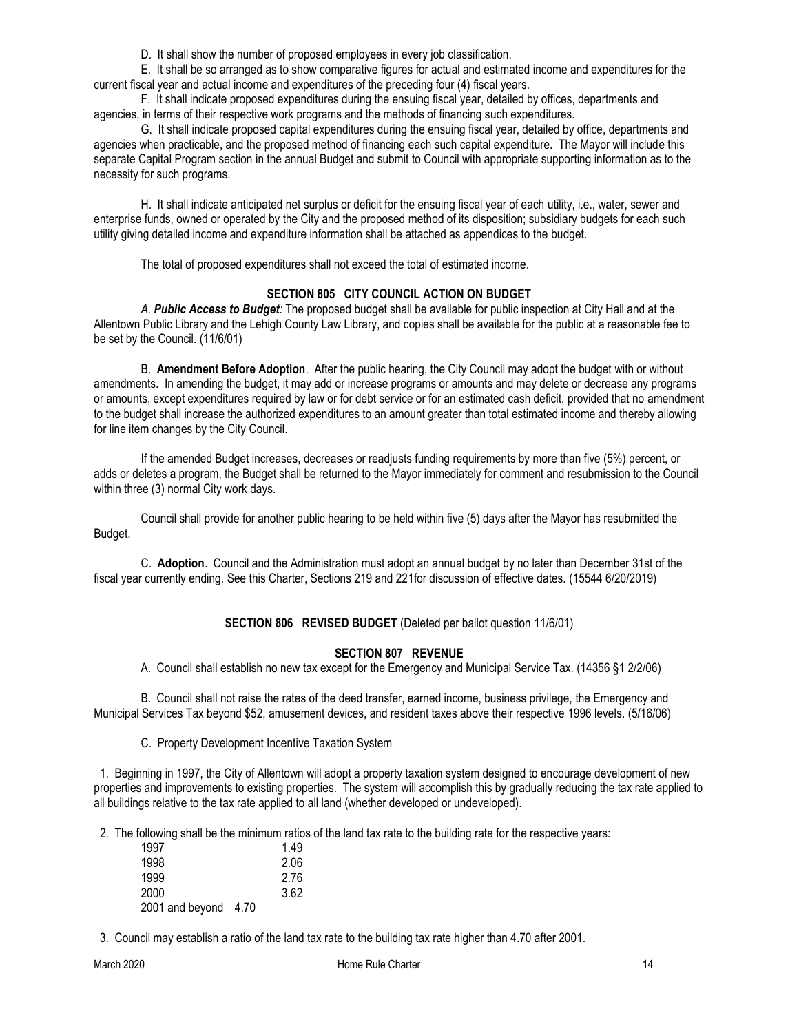D. It shall show the number of proposed employees in every job classification.

E. It shall be so arranged as to show comparative figures for actual and estimated income and expenditures for the current fiscal year and actual income and expenditures of the preceding four (4) fiscal years.

F. It shall indicate proposed expenditures during the ensuing fiscal year, detailed by offices, departments and agencies, in terms of their respective work programs and the methods of financing such expenditures.

G. It shall indicate proposed capital expenditures during the ensuing fiscal year, detailed by office, departments and agencies when practicable, and the proposed method of financing each such capital expenditure. The Mayor will include this separate Capital Program section in the annual Budget and submit to Council with appropriate supporting information as to the necessity for such programs.

H. It shall indicate anticipated net surplus or deficit for the ensuing fiscal year of each utility, i.e., water, sewer and enterprise funds, owned or operated by the City and the proposed method of its disposition; subsidiary budgets for each such utility giving detailed income and expenditure information shall be attached as appendices to the budget.

The total of proposed expenditures shall not exceed the total of estimated income.

### SECTION 805 CITY COUNCIL ACTION ON BUDGET

A. ***Public Access to Budget:*** The proposed budget shall be available for public inspection at City Hall and at the Allentown Public Library and the Lehigh County Law Library, and copies shall be available for the public at a reasonable fee to be set by the Council. (11/6/01)

B. **Amendment Before Adoption**. After the public hearing, the City Council may adopt the budget with or without amendments. In amending the budget, it may add or increase programs or amounts and may delete or decrease any programs or amounts, except expenditures required by law or for debt service or for an estimated cash deficit, provided that no amendment to the budget shall increase the authorized expenditures to an amount greater than total estimated income and thereby allowing for line item changes by the City Council.

If the amended Budget increases, decreases or readjusts funding requirements by more than five (5%) percent, or adds or deletes a program, the Budget shall be returned to the Mayor immediately for comment and resubmission to the Council within three (3) normal City work days.

Council shall provide for another public hearing to be held within five (5) days after the Mayor has resubmitted the Budget.

C. **Adoption**. Council and the Administration must adopt an annual budget by no later than December 31st of the fiscal year currently ending. See this Charter, Sections 219 and 221for discussion of effective dates. (15544 6/20/2019)

### SECTION 806 REVISED BUDGET (Deleted per ballot question 11/6/01)

### SECTION 807 REVENUE

A. Council shall establish no new tax except for the Emergency and Municipal Service Tax. (14356 §1 2/2/06)

B. Council shall not raise the rates of the deed transfer, earned income, business privilege, the Emergency and Municipal Services Tax beyond $52, amusement devices, and resident taxes above their respective 1996 levels. (5/16/06)

C. Property Development Incentive Taxation System

1. Beginning in 1997, the City of Allentown will adopt a property taxation system designed to encourage development of new properties and improvements to existing properties. The system will accomplish this by gradually reducing the tax rate applied to all buildings relative to the tax rate applied to all land (whether developed or undeveloped).

2. The following shall be the minimum ratios of the land tax rate to the building rate for the respective years:

| | |
|---|---|
| 1997 | 1.49 |
| 1998 | 2.06 |
| 1999 | 2.76 |
| 2000 | 3.62 |
| 2001 and beyond | 4.70 |

3. Council may establish a ratio of the land tax rate to the building tax rate higher than 4.70 after 2001.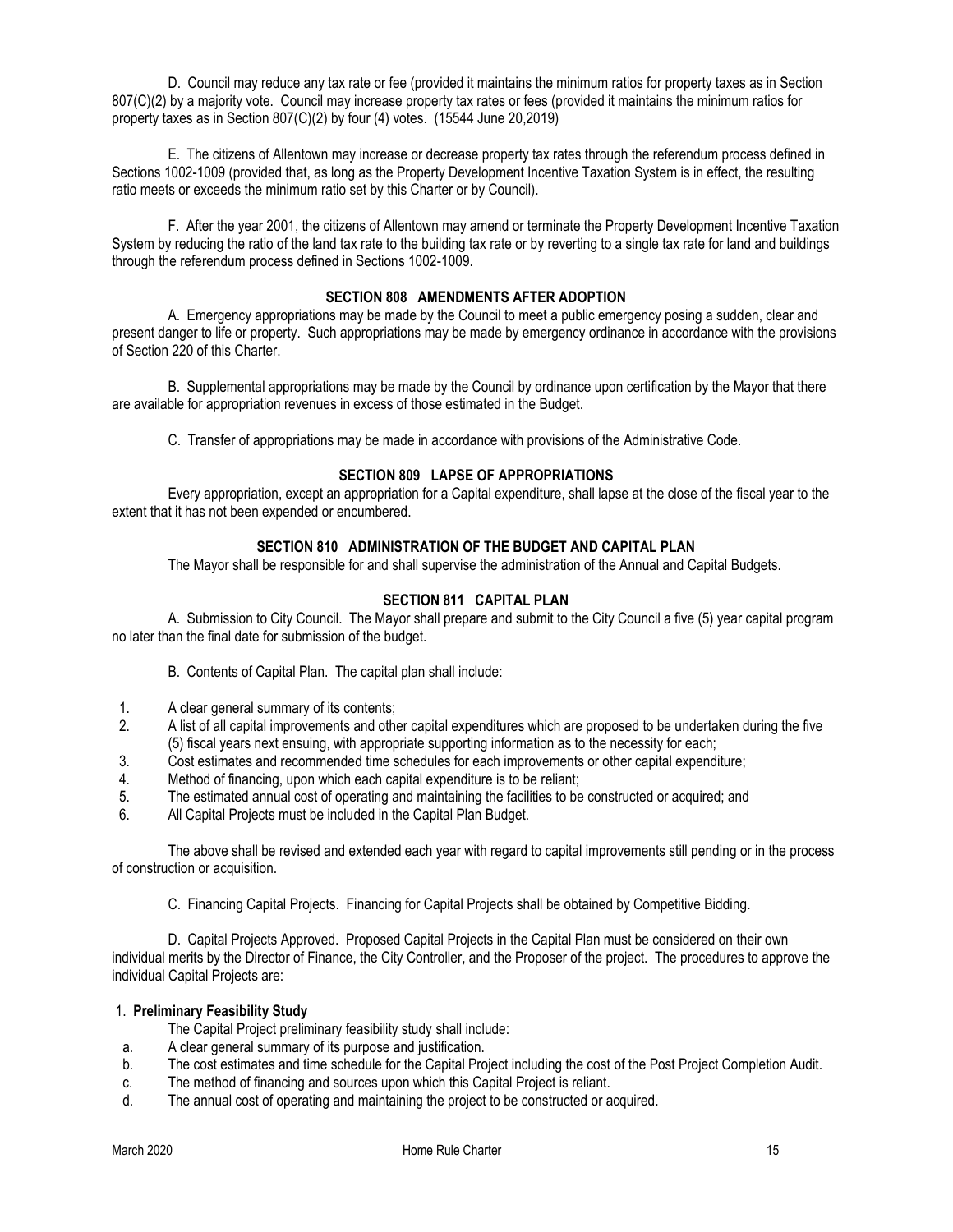D. Council may reduce any tax rate or fee (provided it maintains the minimum ratios for property taxes as in Section 807(C)(2) by a majority vote. Council may increase property tax rates or fees (provided it maintains the minimum ratios for property taxes as in Section 807(C)(2) by four (4) votes. (15544 June 20,2019)

E. The citizens of Allentown may increase or decrease property tax rates through the referendum process defined in Sections 1002-1009 (provided that, as long as the Property Development Incentive Taxation System is in effect, the resulting ratio meets or exceeds the minimum ratio set by this Charter or by Council).

F. After the year 2001, the citizens of Allentown may amend or terminate the Property Development Incentive Taxation System by reducing the ratio of the land tax rate to the building tax rate or by reverting to a single tax rate for land and buildings through the referendum process defined in Sections 1002-1009.

## SECTION 808 AMENDMENTS AFTER ADOPTION

A. Emergency appropriations may be made by the Council to meet a public emergency posing a sudden, clear and present danger to life or property. Such appropriations may be made by emergency ordinance in accordance with the provisions of Section 220 of this Charter.

B. Supplemental appropriations may be made by the Council by ordinance upon certification by the Mayor that there are available for appropriation revenues in excess of those estimated in the Budget.

C. Transfer of appropriations may be made in accordance with provisions of the Administrative Code.

## SECTION 809 LAPSE OF APPROPRIATIONS

Every appropriation, except an appropriation for a Capital expenditure, shall lapse at the close of the fiscal year to the extent that it has not been expended or encumbered.

## SECTION 810 ADMINISTRATION OF THE BUDGET AND CAPITAL PLAN

The Mayor shall be responsible for and shall supervise the administration of the Annual and Capital Budgets.

## SECTION 811 CAPITAL PLAN

A. Submission to City Council. The Mayor shall prepare and submit to the City Council a five (5) year capital program no later than the final date for submission of the budget.

B. Contents of Capital Plan. The capital plan shall include:

1. A clear general summary of its contents;
2. A list of all capital improvements and other capital expenditures which are proposed to be undertaken during the five (5) fiscal years next ensuing, with appropriate supporting information as to the necessity for each;
3. Cost estimates and recommended time schedules for each improvements or other capital expenditure;
4. Method of financing, upon which each capital expenditure is to be reliant;
5. The estimated annual cost of operating and maintaining the facilities to be constructed or acquired; and
6. All Capital Projects must be included in the Capital Plan Budget.

The above shall be revised and extended each year with regard to capital improvements still pending or in the process of construction or acquisition.

C. Financing Capital Projects. Financing for Capital Projects shall be obtained by Competitive Bidding.

D. Capital Projects Approved. Proposed Capital Projects in the Capital Plan must be considered on their own individual merits by the Director of Finance, the City Controller, and the Proposer of the project. The procedures to approve the individual Capital Projects are:

1. **Preliminary Feasibility Study**

The Capital Project preliminary feasibility study shall include:

a. A clear general summary of its purpose and justification.
b. The cost estimates and time schedule for the Capital Project including the cost of the Post Project Completion Audit.
c. The method of financing and sources upon which this Capital Project is reliant.
d. The annual cost of operating and maintaining the project to be constructed or acquired.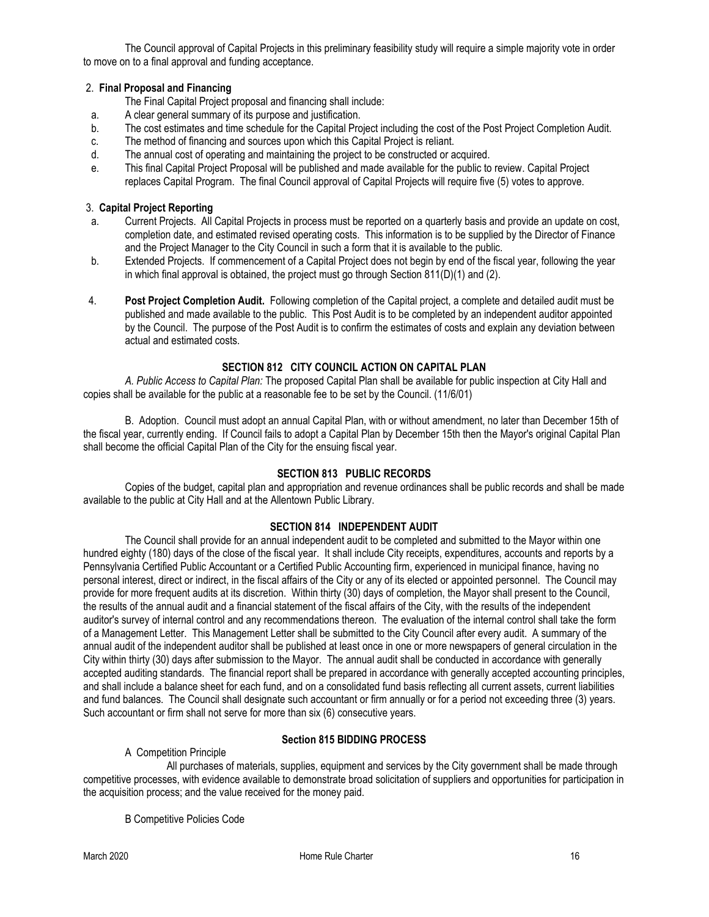The Council approval of Capital Projects in this preliminary feasibility study will require a simple majority vote in order to move on to a final approval and funding acceptance.

2. **Final Proposal and Financing**

The Final Capital Project proposal and financing shall include:

a. A clear general summary of its purpose and justification.
b. The cost estimates and time schedule for the Capital Project including the cost of the Post Project Completion Audit.
c. The method of financing and sources upon which this Capital Project is reliant.
d. The annual cost of operating and maintaining the project to be constructed or acquired.
e. This final Capital Project Proposal will be published and made available for the public to review. Capital Project replaces Capital Program. The final Council approval of Capital Projects will require five (5) votes to approve.

3. **Capital Project Reporting**

a. Current Projects. All Capital Projects in process must be reported on a quarterly basis and provide an update on cost, completion date, and estimated revised operating costs. This information is to be supplied by the Director of Finance and the Project Manager to the City Council in such a form that it is available to the public.
b. Extended Projects. If commencement of a Capital Project does not begin by end of the fiscal year, following the year in which final approval is obtained, the project must go through Section 811(D)(1) and (2).

4. **Post Project Completion Audit.** Following completion of the Capital project, a complete and detailed audit must be published and made available to the public. This Post Audit is to be completed by an independent auditor appointed by the Council. The purpose of the Post Audit is to confirm the estimates of costs and explain any deviation between actual and estimated costs.

### SECTION 812 CITY COUNCIL ACTION ON CAPITAL PLAN

*A. Public Access to Capital Plan:* The proposed Capital Plan shall be available for public inspection at City Hall and copies shall be available for the public at a reasonable fee to be set by the Council. (11/6/01)

B. Adoption. Council must adopt an annual Capital Plan, with or without amendment, no later than December 15th of the fiscal year, currently ending. If Council fails to adopt a Capital Plan by December 15th then the Mayor's original Capital Plan shall become the official Capital Plan of the City for the ensuing fiscal year.

### SECTION 813 PUBLIC RECORDS

Copies of the budget, capital plan and appropriation and revenue ordinances shall be public records and shall be made available to the public at City Hall and at the Allentown Public Library.

### SECTION 814 INDEPENDENT AUDIT

The Council shall provide for an annual independent audit to be completed and submitted to the Mayor within one hundred eighty (180) days of the close of the fiscal year. It shall include City receipts, expenditures, accounts and reports by a Pennsylvania Certified Public Accountant or a Certified Public Accounting firm, experienced in municipal finance, having no personal interest, direct or indirect, in the fiscal affairs of the City or any of its elected or appointed personnel. The Council may provide for more frequent audits at its discretion. Within thirty (30) days of completion, the Mayor shall present to the Council, the results of the annual audit and a financial statement of the fiscal affairs of the City, with the results of the independent auditor's survey of internal control and any recommendations thereon. The evaluation of the internal control shall take the form of a Management Letter. This Management Letter shall be submitted to the City Council after every audit. A summary of the annual audit of the independent auditor shall be published at least once in one or more newspapers of general circulation in the City within thirty (30) days after submission to the Mayor. The annual audit shall be conducted in accordance with generally accepted auditing standards. The financial report shall be prepared in accordance with generally accepted accounting principles, and shall include a balance sheet for each fund, and on a consolidated fund basis reflecting all current assets, current liabilities and fund balances. The Council shall designate such accountant or firm annually or for a period not exceeding three (3) years. Such accountant or firm shall not serve for more than six (6) consecutive years.

### Section 815 BIDDING PROCESS

A Competition Principle

All purchases of materials, supplies, equipment and services by the City government shall be made through competitive processes, with evidence available to demonstrate broad solicitation of suppliers and opportunities for participation in the acquisition process; and the value received for the money paid.

B Competitive Policies Code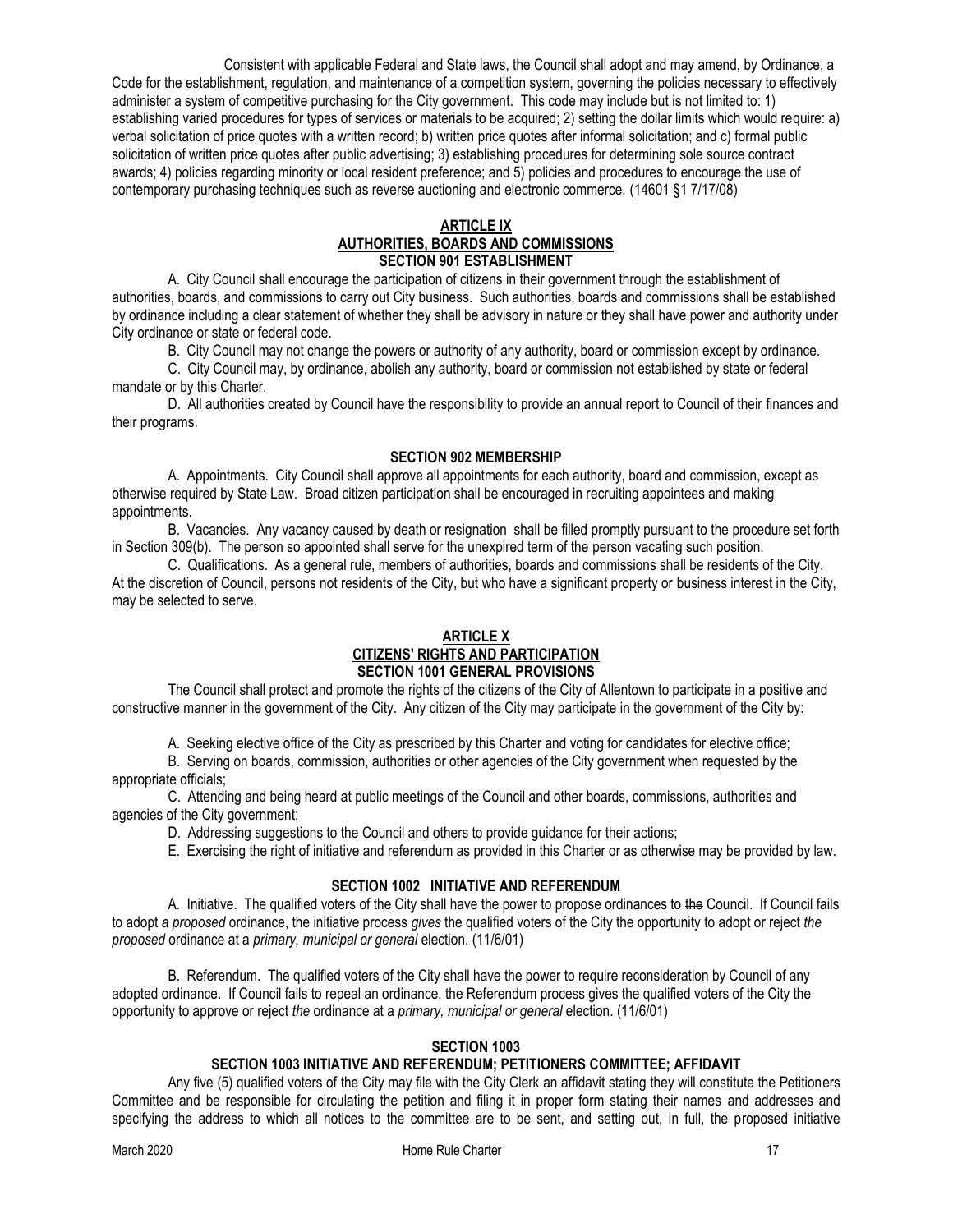Consistent with applicable Federal and State laws, the Council shall adopt and may amend, by Ordinance, a Code for the establishment, regulation, and maintenance of a competition system, governing the policies necessary to effectively administer a system of competitive purchasing for the City government. This code may include but is not limited to: 1) establishing varied procedures for types of services or materials to be acquired; 2) setting the dollar limits which would require: a) verbal solicitation of price quotes with a written record; b) written price quotes after informal solicitation; and c) formal public solicitation of written price quotes after public advertising; 3) establishing procedures for determining sole source contract awards; 4) policies regarding minority or local resident preference; and 5) policies and procedures to encourage the use of contemporary purchasing techniques such as reverse auctioning and electronic commerce. (14601 §1 7/17/08)

## ARTICLE IX
## AUTHORITIES, BOARDS AND COMMISSIONS
### SECTION 901 ESTABLISHMENT

A. City Council shall encourage the participation of citizens in their government through the establishment of authorities, boards, and commissions to carry out City business. Such authorities, boards and commissions shall be established by ordinance including a clear statement of whether they shall be advisory in nature or they shall have power and authority under City ordinance or state or federal code.

B. City Council may not change the powers or authority of any authority, board or commission except by ordinance.

C. City Council may, by ordinance, abolish any authority, board or commission not established by state or federal mandate or by this Charter.

D. All authorities created by Council have the responsibility to provide an annual report to Council of their finances and their programs.

### SECTION 902 MEMBERSHIP

A. Appointments. City Council shall approve all appointments for each authority, board and commission, except as otherwise required by State Law. Broad citizen participation shall be encouraged in recruiting appointees and making appointments.

B. Vacancies. Any vacancy caused by death or resignation shall be filled promptly pursuant to the procedure set forth in Section 309(b). The person so appointed shall serve for the unexpired term of the person vacating such position.

C. Qualifications. As a general rule, members of authorities, boards and commissions shall be residents of the City. At the discretion of Council, persons not residents of the City, but who have a significant property or business interest in the City, may be selected to serve.

## ARTICLE X
## CITIZENS' RIGHTS AND PARTICIPATION
### SECTION 1001 GENERAL PROVISIONS

The Council shall protect and promote the rights of the citizens of the City of Allentown to participate in a positive and constructive manner in the government of the City. Any citizen of the City may participate in the government of the City by:

A. Seeking elective office of the City as prescribed by this Charter and voting for candidates for elective office;

B. Serving on boards, commission, authorities or other agencies of the City government when requested by the appropriate officials;

C. Attending and being heard at public meetings of the Council and other boards, commissions, authorities and agencies of the City government;

D. Addressing suggestions to the Council and others to provide guidance for their actions;

E. Exercising the right of initiative and referendum as provided in this Charter or as otherwise may be provided by law.

### SECTION 1002 INITIATIVE AND REFERENDUM

A. Initiative. The qualified voters of the City shall have the power to propose ordinances to ~~the~~ Council. If Council fails to adopt *a proposed* ordinance, the initiative process *gives* the qualified voters of the City the opportunity to adopt or reject *the proposed* ordinance at a *primary, municipal or general* election. (11/6/01)

B. Referendum. The qualified voters of the City shall have the power to require reconsideration by Council of any adopted ordinance. If Council fails to repeal an ordinance, the Referendum process gives the qualified voters of the City the opportunity to approve or reject *the* ordinance at a *primary, municipal or general* election. (11/6/01)

### SECTION 1003
### SECTION 1003 INITIATIVE AND REFERENDUM; PETITIONERS COMMITTEE; AFFIDAVIT

Any five (5) qualified voters of the City may file with the City Clerk an affidavit stating they will constitute the Petitioners Committee and be responsible for circulating the petition and filing it in proper form stating their names and addresses and specifying the address to which all notices to the committee are to be sent, and setting out, in full, the proposed initiative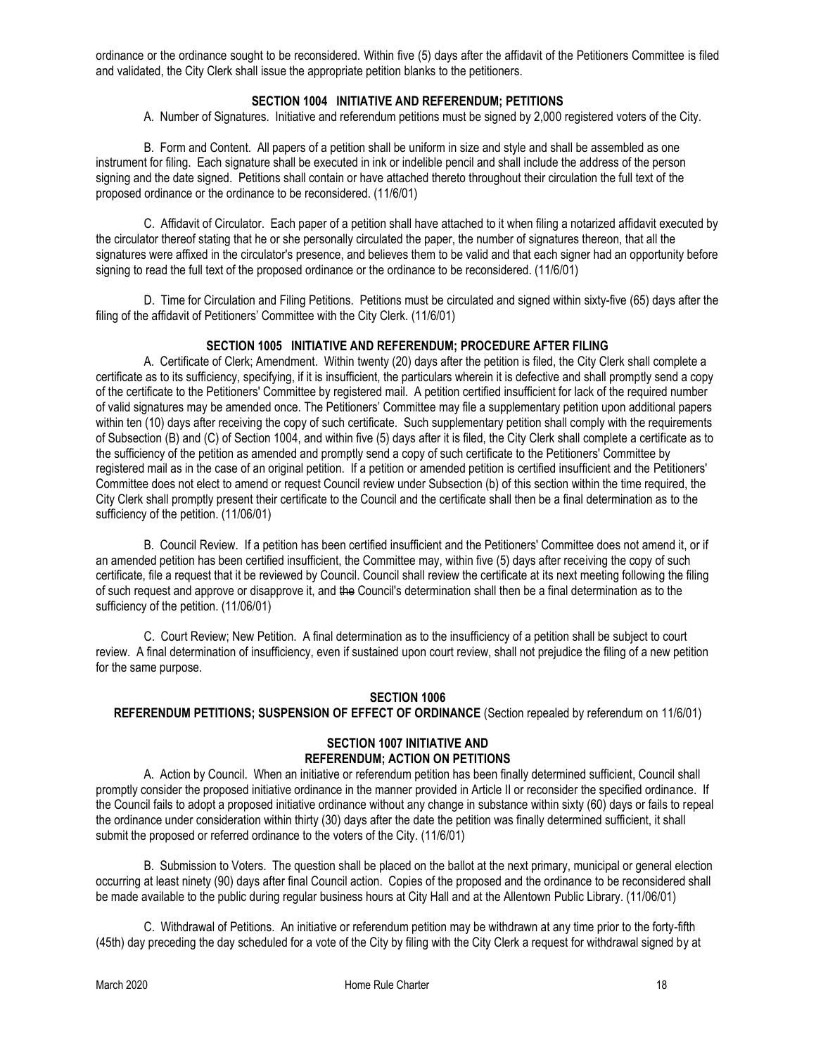ordinance or the ordinance sought to be reconsidered. Within five (5) days after the affidavit of the Petitioners Committee is filed and validated, the City Clerk shall issue the appropriate petition blanks to the petitioners.

### SECTION 1004 INITIATIVE AND REFERENDUM; PETITIONS

A. Number of Signatures. Initiative and referendum petitions must be signed by 2,000 registered voters of the City.

B. Form and Content. All papers of a petition shall be uniform in size and style and shall be assembled as one instrument for filing. Each signature shall be executed in ink or indelible pencil and shall include the address of the person signing and the date signed. Petitions shall contain or have attached thereto throughout their circulation the full text of the proposed ordinance or the ordinance to be reconsidered. (11/6/01)

C. Affidavit of Circulator. Each paper of a petition shall have attached to it when filing a notarized affidavit executed by the circulator thereof stating that he or she personally circulated the paper, the number of signatures thereon, that all the signatures were affixed in the circulator's presence, and believes them to be valid and that each signer had an opportunity before signing to read the full text of the proposed ordinance or the ordinance to be reconsidered. (11/6/01)

D. Time for Circulation and Filing Petitions. Petitions must be circulated and signed within sixty-five (65) days after the filing of the affidavit of Petitioners' Committee with the City Clerk. (11/6/01)

### SECTION 1005 INITIATIVE AND REFERENDUM; PROCEDURE AFTER FILING

A. Certificate of Clerk; Amendment. Within twenty (20) days after the petition is filed, the City Clerk shall complete a certificate as to its sufficiency, specifying, if it is insufficient, the particulars wherein it is defective and shall promptly send a copy of the certificate to the Petitioners' Committee by registered mail. A petition certified insufficient for lack of the required number of valid signatures may be amended once. The Petitioners' Committee may file a supplementary petition upon additional papers within ten (10) days after receiving the copy of such certificate. Such supplementary petition shall comply with the requirements of Subsection (B) and (C) of Section 1004, and within five (5) days after it is filed, the City Clerk shall complete a certificate as to the sufficiency of the petition as amended and promptly send a copy of such certificate to the Petitioners' Committee by registered mail as in the case of an original petition. If a petition or amended petition is certified insufficient and the Petitioners' Committee does not elect to amend or request Council review under Subsection (b) of this section within the time required, the City Clerk shall promptly present their certificate to the Council and the certificate shall then be a final determination as to the sufficiency of the petition. (11/06/01)

B. Council Review. If a petition has been certified insufficient and the Petitioners' Committee does not amend it, or if an amended petition has been certified insufficient, the Committee may, within five (5) days after receiving the copy of such certificate, file a request that it be reviewed by Council. Council shall review the certificate at its next meeting following the filing of such request and approve or disapprove it, and ~~the~~ Council's determination shall then be a final determination as to the sufficiency of the petition. (11/06/01)

C. Court Review; New Petition. A final determination as to the insufficiency of a petition shall be subject to court review. A final determination of insufficiency, even if sustained upon court review, shall not prejudice the filing of a new petition for the same purpose.

### SECTION 1006
### REFERENDUM PETITIONS; SUSPENSION OF EFFECT OF ORDINANCE (Section repealed by referendum on 11/6/01)

### SECTION 1007 INITIATIVE AND REFERENDUM; ACTION ON PETITIONS

A. Action by Council. When an initiative or referendum petition has been finally determined sufficient, Council shall promptly consider the proposed initiative ordinance in the manner provided in Article II or reconsider the specified ordinance. If the Council fails to adopt a proposed initiative ordinance without any change in substance within sixty (60) days or fails to repeal the ordinance under consideration within thirty (30) days after the date the petition was finally determined sufficient, it shall submit the proposed or referred ordinance to the voters of the City. (11/6/01)

B. Submission to Voters. The question shall be placed on the ballot at the next primary, municipal or general election occurring at least ninety (90) days after final Council action. Copies of the proposed and the ordinance to be reconsidered shall be made available to the public during regular business hours at City Hall and at the Allentown Public Library. (11/06/01)

C. Withdrawal of Petitions. An initiative or referendum petition may be withdrawn at any time prior to the forty-fifth (45th) day preceding the day scheduled for a vote of the City by filing with the City Clerk a request for withdrawal signed by at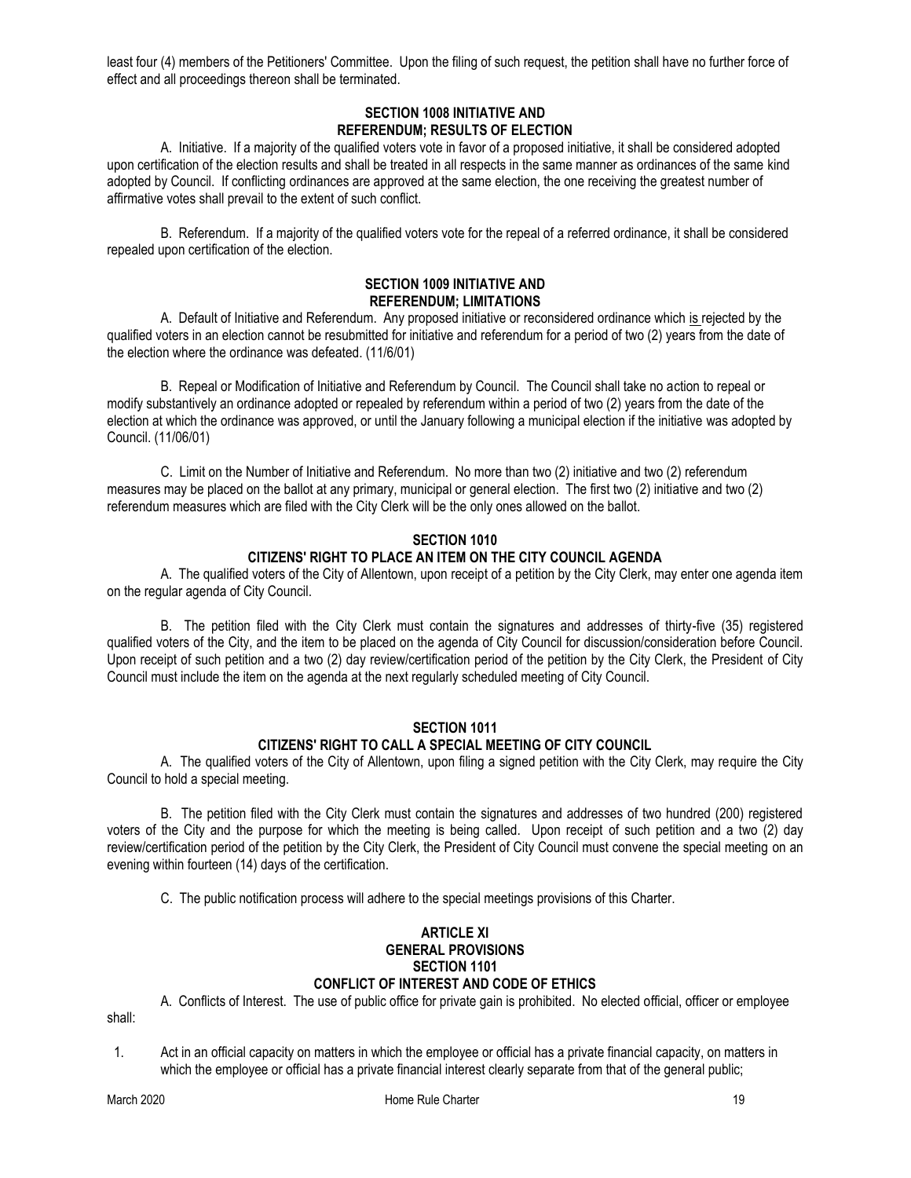least four (4) members of the Petitioners' Committee. Upon the filing of such request, the petition shall have no further force of effect and all proceedings thereon shall be terminated.

### SECTION 1008 INITIATIVE AND REFERENDUM; RESULTS OF ELECTION

A. Initiative. If a majority of the qualified voters vote in favor of a proposed initiative, it shall be considered adopted upon certification of the election results and shall be treated in all respects in the same manner as ordinances of the same kind adopted by Council. If conflicting ordinances are approved at the same election, the one receiving the greatest number of affirmative votes shall prevail to the extent of such conflict.

B. Referendum. If a majority of the qualified voters vote for the repeal of a referred ordinance, it shall be considered repealed upon certification of the election.

### SECTION 1009 INITIATIVE AND REFERENDUM; LIMITATIONS

A. Default of Initiative and Referendum. Any proposed initiative or reconsidered ordinance which is rejected by the qualified voters in an election cannot be resubmitted for initiative and referendum for a period of two (2) years from the date of the election where the ordinance was defeated. (11/6/01)

B. Repeal or Modification of Initiative and Referendum by Council. The Council shall take no action to repeal or modify substantively an ordinance adopted or repealed by referendum within a period of two (2) years from the date of the election at which the ordinance was approved, or until the January following a municipal election if the initiative was adopted by Council. (11/06/01)

C. Limit on the Number of Initiative and Referendum. No more than two (2) initiative and two (2) referendum measures may be placed on the ballot at any primary, municipal or general election. The first two (2) initiative and two (2) referendum measures which are filed with the City Clerk will be the only ones allowed on the ballot.

### SECTION 1010
### CITIZENS' RIGHT TO PLACE AN ITEM ON THE CITY COUNCIL AGENDA

A. The qualified voters of the City of Allentown, upon receipt of a petition by the City Clerk, may enter one agenda item on the regular agenda of City Council.

B. The petition filed with the City Clerk must contain the signatures and addresses of thirty-five (35) registered qualified voters of the City, and the item to be placed on the agenda of City Council for discussion/consideration before Council. Upon receipt of such petition and a two (2) day review/certification period of the petition by the City Clerk, the President of City Council must include the item on the agenda at the next regularly scheduled meeting of City Council.

### SECTION 1011
### CITIZENS' RIGHT TO CALL A SPECIAL MEETING OF CITY COUNCIL

A. The qualified voters of the City of Allentown, upon filing a signed petition with the City Clerk, may require the City Council to hold a special meeting.

B. The petition filed with the City Clerk must contain the signatures and addresses of two hundred (200) registered voters of the City and the purpose for which the meeting is being called. Upon receipt of such petition and a two (2) day review/certification period of the petition by the City Clerk, the President of City Council must convene the special meeting on an evening within fourteen (14) days of the certification.

C. The public notification process will adhere to the special meetings provisions of this Charter.

## ARTICLE XI
## GENERAL PROVISIONS
### SECTION 1101
### CONFLICT OF INTEREST AND CODE OF ETHICS

A. Conflicts of Interest. The use of public office for private gain is prohibited. No elected official, officer or employee shall:

1. Act in an official capacity on matters in which the employee or official has a private financial capacity, on matters in which the employee or official has a private financial interest clearly separate from that of the general public;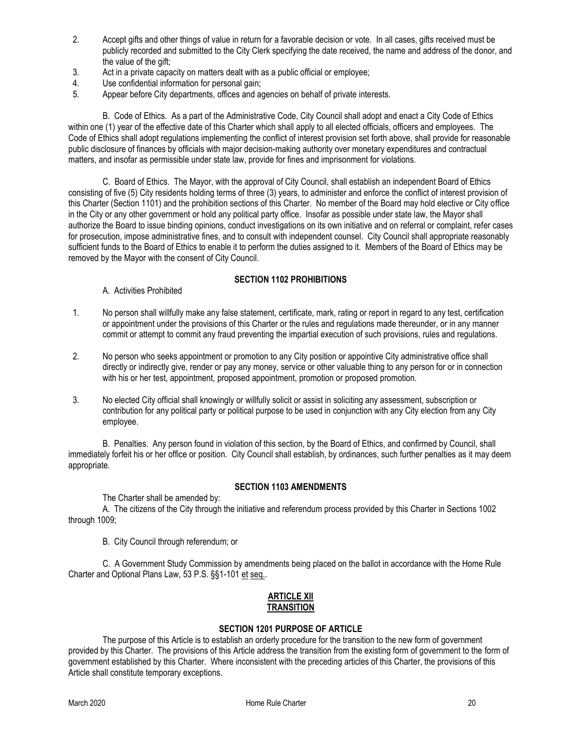2. Accept gifts and other things of value in return for a favorable decision or vote. In all cases, gifts received must be publicly recorded and submitted to the City Clerk specifying the date received, the name and address of the donor, and the value of the gift;
3. Act in a private capacity on matters dealt with as a public official or employee;
4. Use confidential information for personal gain;
5. Appear before City departments, offices and agencies on behalf of private interests.

B. Code of Ethics. As a part of the Administrative Code, City Council shall adopt and enact a City Code of Ethics within one (1) year of the effective date of this Charter which shall apply to all elected officials, officers and employees. The Code of Ethics shall adopt regulations implementing the conflict of interest provision set forth above, shall provide for reasonable public disclosure of finances by officials with major decision-making authority over monetary expenditures and contractual matters, and insofar as permissible under state law, provide for fines and imprisonment for violations.

C. Board of Ethics. The Mayor, with the approval of City Council, shall establish an independent Board of Ethics consisting of five (5) City residents holding terms of three (3) years, to administer and enforce the conflict of interest provision of this Charter (Section 1101) and the prohibition sections of this Charter. No member of the Board may hold elective or City office in the City or any other government or hold any political party office. Insofar as possible under state law, the Mayor shall authorize the Board to issue binding opinions, conduct investigations on its own initiative and on referral or complaint, refer cases for prosecution, impose administrative fines, and to consult with independent counsel. City Council shall appropriate reasonably sufficient funds to the Board of Ethics to enable it to perform the duties assigned to it. Members of the Board of Ethics may be removed by the Mayor with the consent of City Council.

**SECTION 1102 PROHIBITIONS**

A. Activities Prohibited

1. No person shall willfully make any false statement, certificate, mark, rating or report in regard to any test, certification or appointment under the provisions of this Charter or the rules and regulations made thereunder, or in any manner commit or attempt to commit any fraud preventing the impartial execution of such provisions, rules and regulations.

2. No person who seeks appointment or promotion to any City position or appointive City administrative office shall directly or indirectly give, render or pay any money, service or other valuable thing to any person for or in connection with his or her test, appointment, proposed appointment, promotion or proposed promotion.

3. No elected City official shall knowingly or willfully solicit or assist in soliciting any assessment, subscription or contribution for any political party or political purpose to be used in conjunction with any City election from any City employee.

B. Penalties. Any person found in violation of this section, by the Board of Ethics, and confirmed by Council, shall immediately forfeit his or her office or position. City Council shall establish, by ordinances, such further penalties as it may deem appropriate.

**SECTION 1103 AMENDMENTS**

The Charter shall be amended by:

A. The citizens of the City through the initiative and referendum process provided by this Charter in Sections 1002 through 1009;

B. City Council through referendum; or

C. A Government Study Commission by amendments being placed on the ballot in accordance with the Home Rule Charter and Optional Plans Law, 53 P.S. §§1-101 et seq..

## ARTICLE XII
## TRANSITION

**SECTION 1201 PURPOSE OF ARTICLE**

The purpose of this Article is to establish an orderly procedure for the transition to the new form of government provided by this Charter. The provisions of this Article address the transition from the existing form of government to the form of government established by this Charter. Where inconsistent with the preceding articles of this Charter, the provisions of this Article shall constitute temporary exceptions.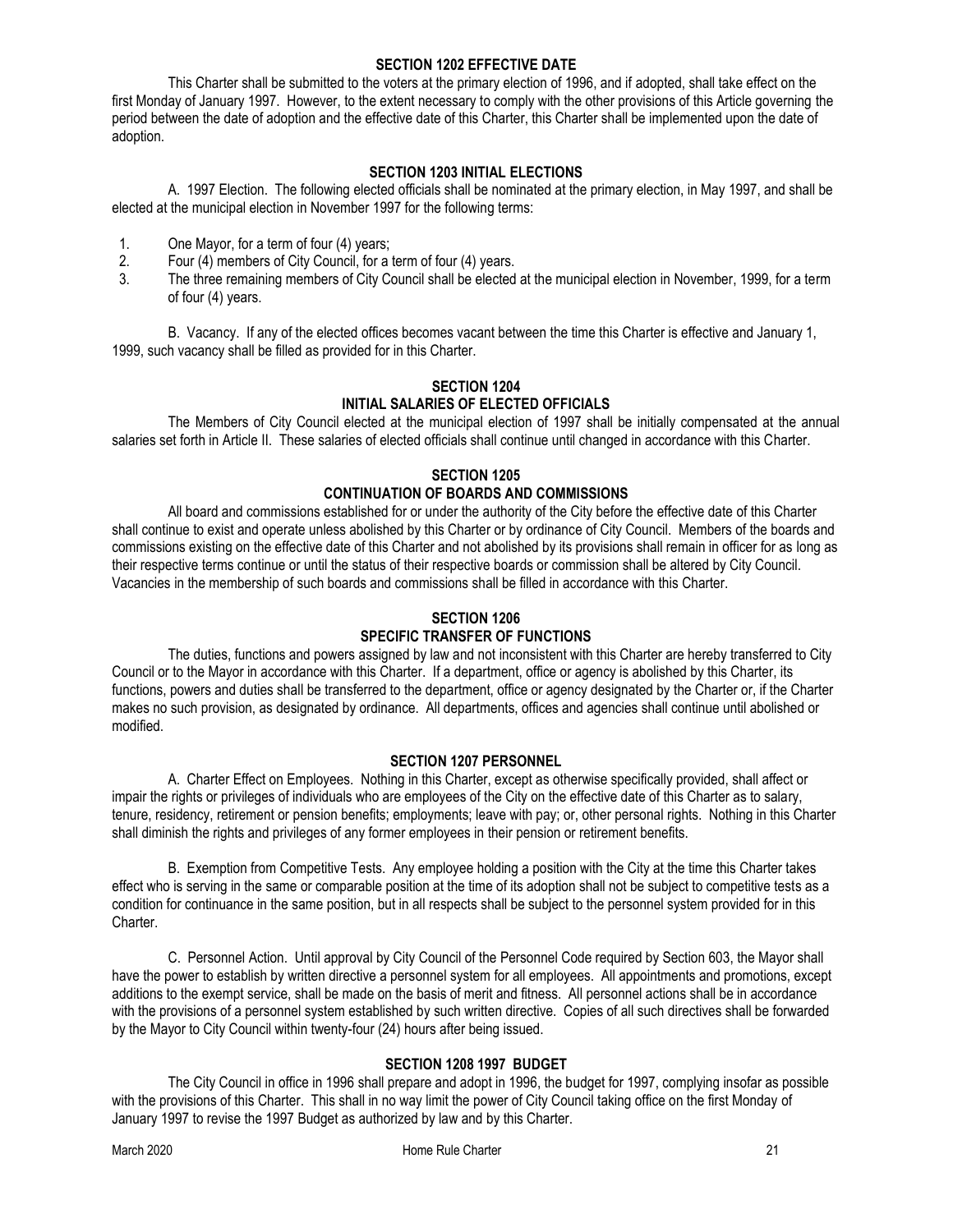## SECTION 1202 EFFECTIVE DATE

This Charter shall be submitted to the voters at the primary election of 1996, and if adopted, shall take effect on the first Monday of January 1997. However, to the extent necessary to comply with the other provisions of this Article governing the period between the date of adoption and the effective date of this Charter, this Charter shall be implemented upon the date of adoption.

## SECTION 1203 INITIAL ELECTIONS

A. 1997 Election. The following elected officials shall be nominated at the primary election, in May 1997, and shall be elected at the municipal election in November 1997 for the following terms:

1. One Mayor, for a term of four (4) years;
2. Four (4) members of City Council, for a term of four (4) years.
3. The three remaining members of City Council shall be elected at the municipal election in November, 1999, for a term of four (4) years.

B. Vacancy. If any of the elected offices becomes vacant between the time this Charter is effective and January 1, 1999, such vacancy shall be filled as provided for in this Charter.

## SECTION 1204
## INITIAL SALARIES OF ELECTED OFFICIALS

The Members of City Council elected at the municipal election of 1997 shall be initially compensated at the annual salaries set forth in Article II. These salaries of elected officials shall continue until changed in accordance with this Charter.

## SECTION 1205
## CONTINUATION OF BOARDS AND COMMISSIONS

All board and commissions established for or under the authority of the City before the effective date of this Charter shall continue to exist and operate unless abolished by this Charter or by ordinance of City Council. Members of the boards and commissions existing on the effective date of this Charter and not abolished by its provisions shall remain in officer for as long as their respective terms continue or until the status of their respective boards or commission shall be altered by City Council. Vacancies in the membership of such boards and commissions shall be filled in accordance with this Charter.

## SECTION 1206
## SPECIFIC TRANSFER OF FUNCTIONS

The duties, functions and powers assigned by law and not inconsistent with this Charter are hereby transferred to City Council or to the Mayor in accordance with this Charter. If a department, office or agency is abolished by this Charter, its functions, powers and duties shall be transferred to the department, office or agency designated by the Charter or, if the Charter makes no such provision, as designated by ordinance. All departments, offices and agencies shall continue until abolished or modified.

## SECTION 1207 PERSONNEL

A. Charter Effect on Employees. Nothing in this Charter, except as otherwise specifically provided, shall affect or impair the rights or privileges of individuals who are employees of the City on the effective date of this Charter as to salary, tenure, residency, retirement or pension benefits; employments; leave with pay; or, other personal rights. Nothing in this Charter shall diminish the rights and privileges of any former employees in their pension or retirement benefits.

B. Exemption from Competitive Tests. Any employee holding a position with the City at the time this Charter takes effect who is serving in the same or comparable position at the time of its adoption shall not be subject to competitive tests as a condition for continuance in the same position, but in all respects shall be subject to the personnel system provided for in this Charter.

C. Personnel Action. Until approval by City Council of the Personnel Code required by Section 603, the Mayor shall have the power to establish by written directive a personnel system for all employees. All appointments and promotions, except additions to the exempt service, shall be made on the basis of merit and fitness. All personnel actions shall be in accordance with the provisions of a personnel system established by such written directive. Copies of all such directives shall be forwarded by the Mayor to City Council within twenty-four (24) hours after being issued.

## SECTION 1208 1997 BUDGET

The City Council in office in 1996 shall prepare and adopt in 1996, the budget for 1997, complying insofar as possible with the provisions of this Charter. This shall in no way limit the power of City Council taking office on the first Monday of January 1997 to revise the 1997 Budget as authorized by law and by this Charter.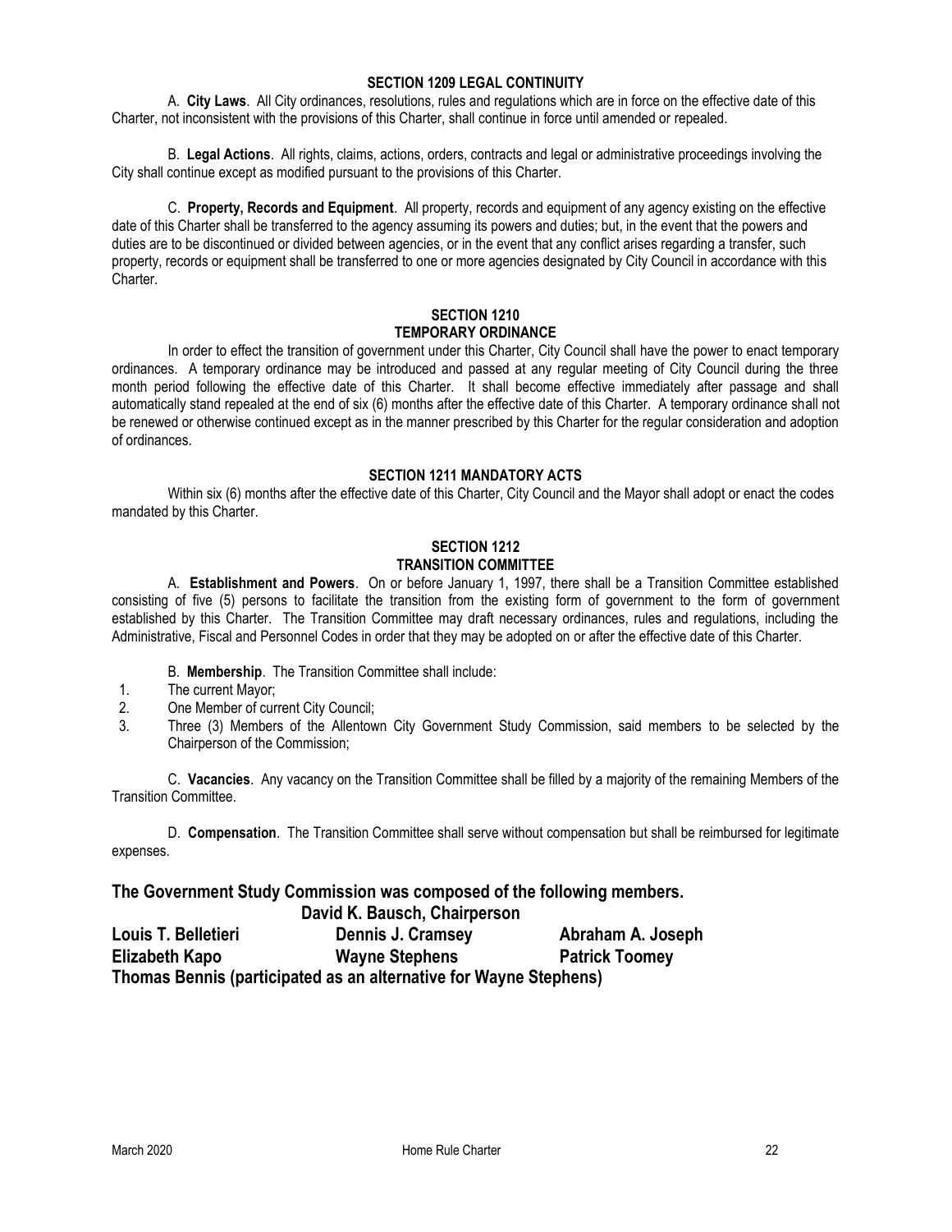### SECTION 1209 LEGAL CONTINUITY

A. **City Laws**. All City ordinances, resolutions, rules and regulations which are in force on the effective date of this Charter, not inconsistent with the provisions of this Charter, shall continue in force until amended or repealed.

B. **Legal Actions**. All rights, claims, actions, orders, contracts and legal or administrative proceedings involving the City shall continue except as modified pursuant to the provisions of this Charter.

C. **Property, Records and Equipment**. All property, records and equipment of any agency existing on the effective date of this Charter shall be transferred to the agency assuming its powers and duties; but, in the event that the powers and duties are to be discontinued or divided between agencies, or in the event that any conflict arises regarding a transfer, such property, records or equipment shall be transferred to one or more agencies designated by City Council in accordance with this Charter.

### SECTION 1210
### TEMPORARY ORDINANCE

In order to effect the transition of government under this Charter, City Council shall have the power to enact temporary ordinances. A temporary ordinance may be introduced and passed at any regular meeting of City Council during the three month period following the effective date of this Charter. It shall become effective immediately after passage and shall automatically stand repealed at the end of six (6) months after the effective date of this Charter. A temporary ordinance shall not be renewed or otherwise continued except as in the manner prescribed by this Charter for the regular consideration and adoption of ordinances.

### SECTION 1211 MANDATORY ACTS

Within six (6) months after the effective date of this Charter, City Council and the Mayor shall adopt or enact the codes mandated by this Charter.

### SECTION 1212
### TRANSITION COMMITTEE

A. **Establishment and Powers**. On or before January 1, 1997, there shall be a Transition Committee established consisting of five (5) persons to facilitate the transition from the existing form of government to the form of government established by this Charter. The Transition Committee may draft necessary ordinances, rules and regulations, including the Administrative, Fiscal and Personnel Codes in order that they may be adopted on or after the effective date of this Charter.

B. **Membership**. The Transition Committee shall include:

1. The current Mayor;
2. One Member of current City Council;
3. Three (3) Members of the Allentown City Government Study Commission, said members to be selected by the Chairperson of the Commission;

C. **Vacancies**. Any vacancy on the Transition Committee shall be filled by a majority of the remaining Members of the Transition Committee.

D. **Compensation**. The Transition Committee shall serve without compensation but shall be reimbursed for legitimate expenses.

## The Government Study Commission was composed of the following members.

**David K. Bausch, Chairperson**

| | | |
|---|---|---|
| **Louis T. Belletieri** | **Dennis J. Cramsey** | **Abraham A. Joseph** |
| **Elizabeth Kapo** | **Wayne Stephens** | **Patrick Toomey** |

**Thomas Bennis (participated as an alternative for Wayne Stephens)**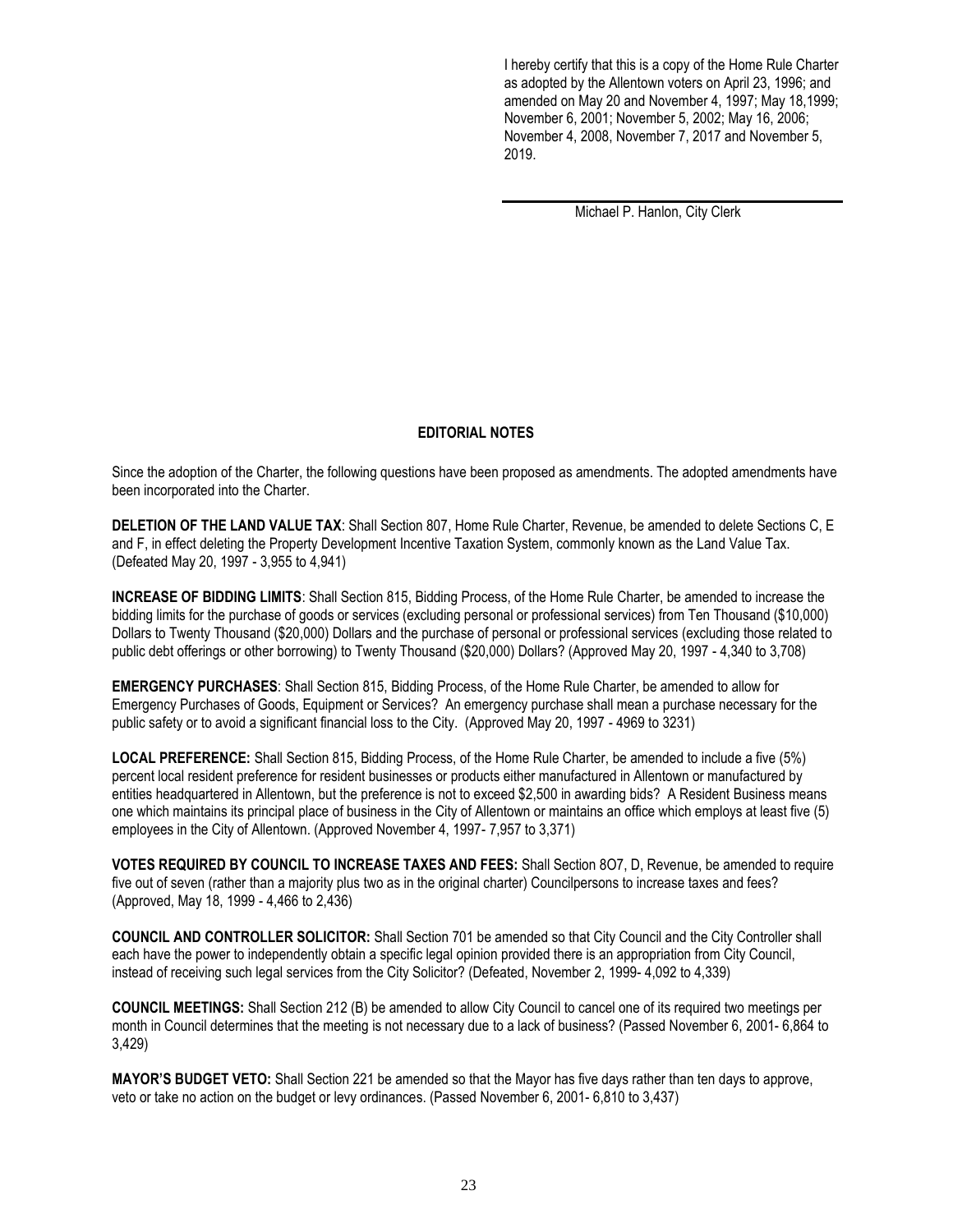I hereby certify that this is a copy of the Home Rule Charter as adopted by the Allentown voters on April 23, 1996; and amended on May 20 and November 4, 1997; May 18,1999; November 6, 2001; November 5, 2002; May 16, 2006; November 4, 2008, November 7, 2017 and November 5, 2019.

Michael P. Hanlon, City Clerk

## EDITORIAL NOTES

Since the adoption of the Charter, the following questions have been proposed as amendments. The adopted amendments have been incorporated into the Charter.

**DELETION OF THE LAND VALUE TAX**: Shall Section 807, Home Rule Charter, Revenue, be amended to delete Sections C, E and F, in effect deleting the Property Development Incentive Taxation System, commonly known as the Land Value Tax. (Defeated May 20, 1997 - 3,955 to 4,941)

**INCREASE OF BIDDING LIMITS**: Shall Section 815, Bidding Process, of the Home Rule Charter, be amended to increase the bidding limits for the purchase of goods or services (excluding personal or professional services) from Ten Thousand ($10,000) Dollars to Twenty Thousand ($20,000) Dollars and the purchase of personal or professional services (excluding those related to public debt offerings or other borrowing) to Twenty Thousand ($20,000) Dollars? (Approved May 20, 1997 - 4,340 to 3,708)

**EMERGENCY PURCHASES**: Shall Section 815, Bidding Process, of the Home Rule Charter, be amended to allow for Emergency Purchases of Goods, Equipment or Services? An emergency purchase shall mean a purchase necessary for the public safety or to avoid a significant financial loss to the City. (Approved May 20, 1997 - 4969 to 3231)

**LOCAL PREFERENCE:** Shall Section 815, Bidding Process, of the Home Rule Charter, be amended to include a five (5%) percent local resident preference for resident businesses or products either manufactured in Allentown or manufactured by entities headquartered in Allentown, but the preference is not to exceed $2,500 in awarding bids? A Resident Business means one which maintains its principal place of business in the City of Allentown or maintains an office which employs at least five (5) employees in the City of Allentown. (Approved November 4, 1997- 7,957 to 3,371)

**VOTES REQUIRED BY COUNCIL TO INCREASE TAXES AND FEES:** Shall Section 8O7, D, Revenue, be amended to require five out of seven (rather than a majority plus two as in the original charter) Councilpersons to increase taxes and fees? (Approved, May 18, 1999 - 4,466 to 2,436)

**COUNCIL AND CONTROLLER SOLICITOR:** Shall Section 701 be amended so that City Council and the City Controller shall each have the power to independently obtain a specific legal opinion provided there is an appropriation from City Council, instead of receiving such legal services from the City Solicitor? (Defeated, November 2, 1999- 4,092 to 4,339)

**COUNCIL MEETINGS:** Shall Section 212 (B) be amended to allow City Council to cancel one of its required two meetings per month in Council determines that the meeting is not necessary due to a lack of business? (Passed November 6, 2001- 6,864 to 3,429)

**MAYOR'S BUDGET VETO:** Shall Section 221 be amended so that the Mayor has five days rather than ten days to approve, veto or take no action on the budget or levy ordinances. (Passed November 6, 2001- 6,810 to 3,437)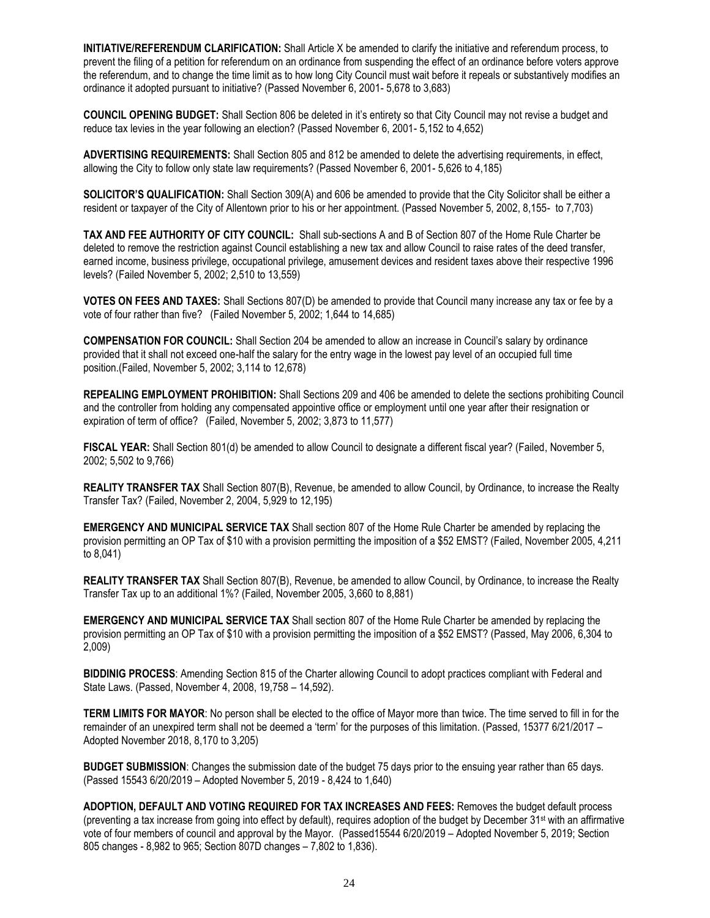**INITIATIVE/REFERENDUM CLARIFICATION:** Shall Article X be amended to clarify the initiative and referendum process, to prevent the filing of a petition for referendum on an ordinance from suspending the effect of an ordinance before voters approve the referendum, and to change the time limit as to how long City Council must wait before it repeals or substantively modifies an ordinance it adopted pursuant to initiative? (Passed November 6, 2001- 5,678 to 3,683)

**COUNCIL OPENING BUDGET:** Shall Section 806 be deleted in it's entirety so that City Council may not revise a budget and reduce tax levies in the year following an election? (Passed November 6, 2001- 5,152 to 4,652)

**ADVERTISING REQUIREMENTS:** Shall Section 805 and 812 be amended to delete the advertising requirements, in effect, allowing the City to follow only state law requirements? (Passed November 6, 2001- 5,626 to 4,185)

**SOLICITOR'S QUALIFICATION:** Shall Section 309(A) and 606 be amended to provide that the City Solicitor shall be either a resident or taxpayer of the City of Allentown prior to his or her appointment. (Passed November 5, 2002, 8,155- to 7,703)

**TAX AND FEE AUTHORITY OF CITY COUNCIL:** Shall sub-sections A and B of Section 807 of the Home Rule Charter be deleted to remove the restriction against Council establishing a new tax and allow Council to raise rates of the deed transfer, earned income, business privilege, occupational privilege, amusement devices and resident taxes above their respective 1996 levels? (Failed November 5, 2002; 2,510 to 13,559)

**VOTES ON FEES AND TAXES:** Shall Sections 807(D) be amended to provide that Council many increase any tax or fee by a vote of four rather than five? (Failed November 5, 2002; 1,644 to 14,685)

**COMPENSATION FOR COUNCIL:** Shall Section 204 be amended to allow an increase in Council's salary by ordinance provided that it shall not exceed one-half the salary for the entry wage in the lowest pay level of an occupied full time position.(Failed, November 5, 2002; 3,114 to 12,678)

**REPEALING EMPLOYMENT PROHIBITION:** Shall Sections 209 and 406 be amended to delete the sections prohibiting Council and the controller from holding any compensated appointive office or employment until one year after their resignation or expiration of term of office? (Failed, November 5, 2002; 3,873 to 11,577)

**FISCAL YEAR:** Shall Section 801(d) be amended to allow Council to designate a different fiscal year? (Failed, November 5, 2002; 5,502 to 9,766)

**REALITY TRANSFER TAX** Shall Section 807(B), Revenue, be amended to allow Council, by Ordinance, to increase the Realty Transfer Tax? (Failed, November 2, 2004, 5,929 to 12,195)

**EMERGENCY AND MUNICIPAL SERVICE TAX** Shall section 807 of the Home Rule Charter be amended by replacing the provision permitting an OP Tax of $10 with a provision permitting the imposition of a $52 EMST? (Failed, November 2005, 4,211 to 8,041)

**REALITY TRANSFER TAX** Shall Section 807(B), Revenue, be amended to allow Council, by Ordinance, to increase the Realty Transfer Tax up to an additional 1%? (Failed, November 2005, 3,660 to 8,881)

**EMERGENCY AND MUNICIPAL SERVICE TAX** Shall section 807 of the Home Rule Charter be amended by replacing the provision permitting an OP Tax of $10 with a provision permitting the imposition of a $52 EMST? (Passed, May 2006, 6,304 to 2,009)

**BIDDINIG PROCESS**: Amending Section 815 of the Charter allowing Council to adopt practices compliant with Federal and State Laws. (Passed, November 4, 2008, 19,758 – 14,592).

**TERM LIMITS FOR MAYOR**: No person shall be elected to the office of Mayor more than twice. The time served to fill in for the remainder of an unexpired term shall not be deemed a 'term' for the purposes of this limitation. (Passed, 15377 6/21/2017 – Adopted November 2018, 8,170 to 3,205)

**BUDGET SUBMISSION**: Changes the submission date of the budget 75 days prior to the ensuing year rather than 65 days. (Passed 15543 6/20/2019 – Adopted November 5, 2019 - 8,424 to 1,640)

**ADOPTION, DEFAULT AND VOTING REQUIRED FOR TAX INCREASES AND FEES:** Removes the budget default process (preventing a tax increase from going into effect by default), requires adoption of the budget by December 31st with an affirmative vote of four members of council and approval by the Mayor. (Passed15544 6/20/2019 – Adopted November 5, 2019; Section 805 changes - 8,982 to 965; Section 807D changes – 7,802 to 1,836).